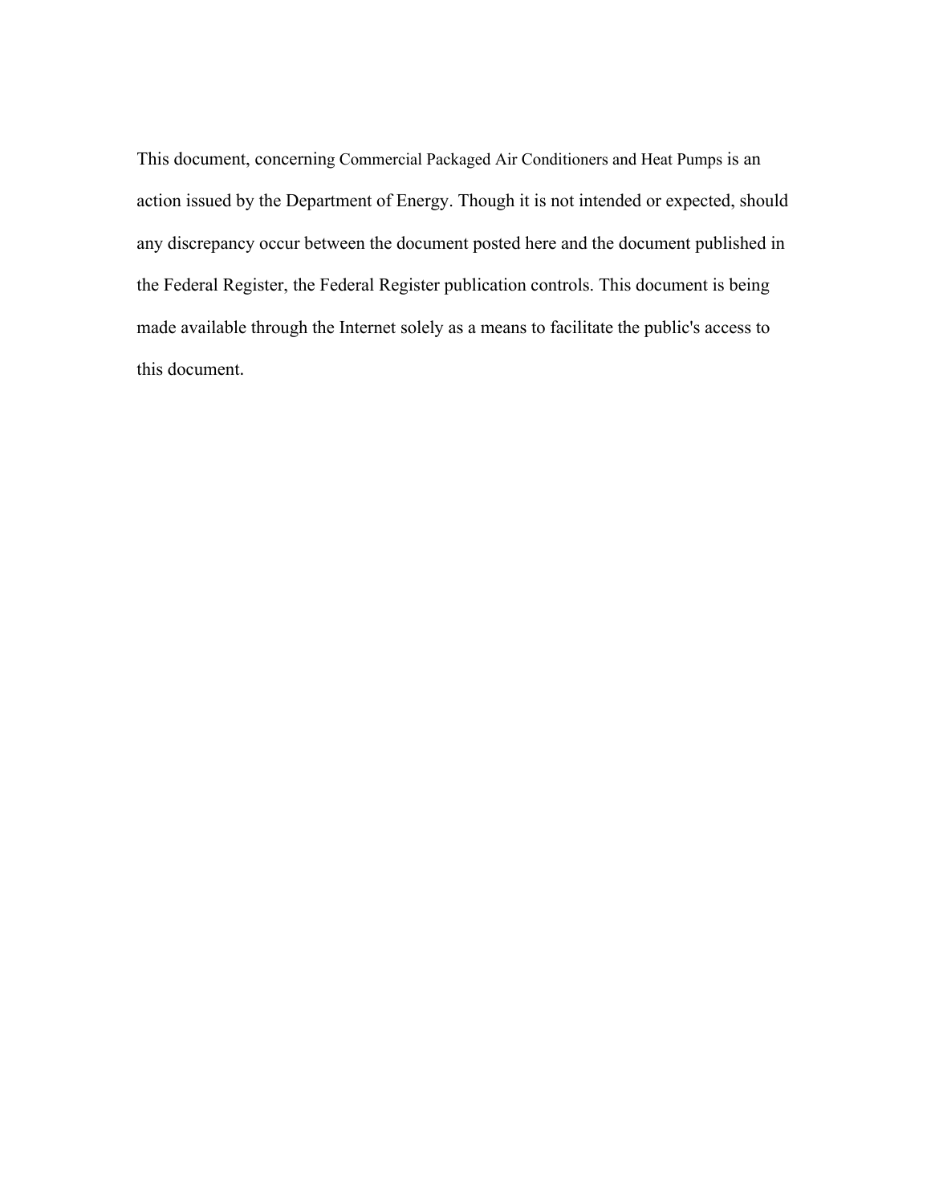This document, concerning Commercial Packaged Air Conditioners and Heat Pumps is an action issued by the Department of Energy. Though it is not intended or expected, should any discrepancy occur between the document posted here and the document published in the Federal Register, the Federal Register publication controls. This document is being made available through the Internet solely as a means to facilitate the public's access to this document.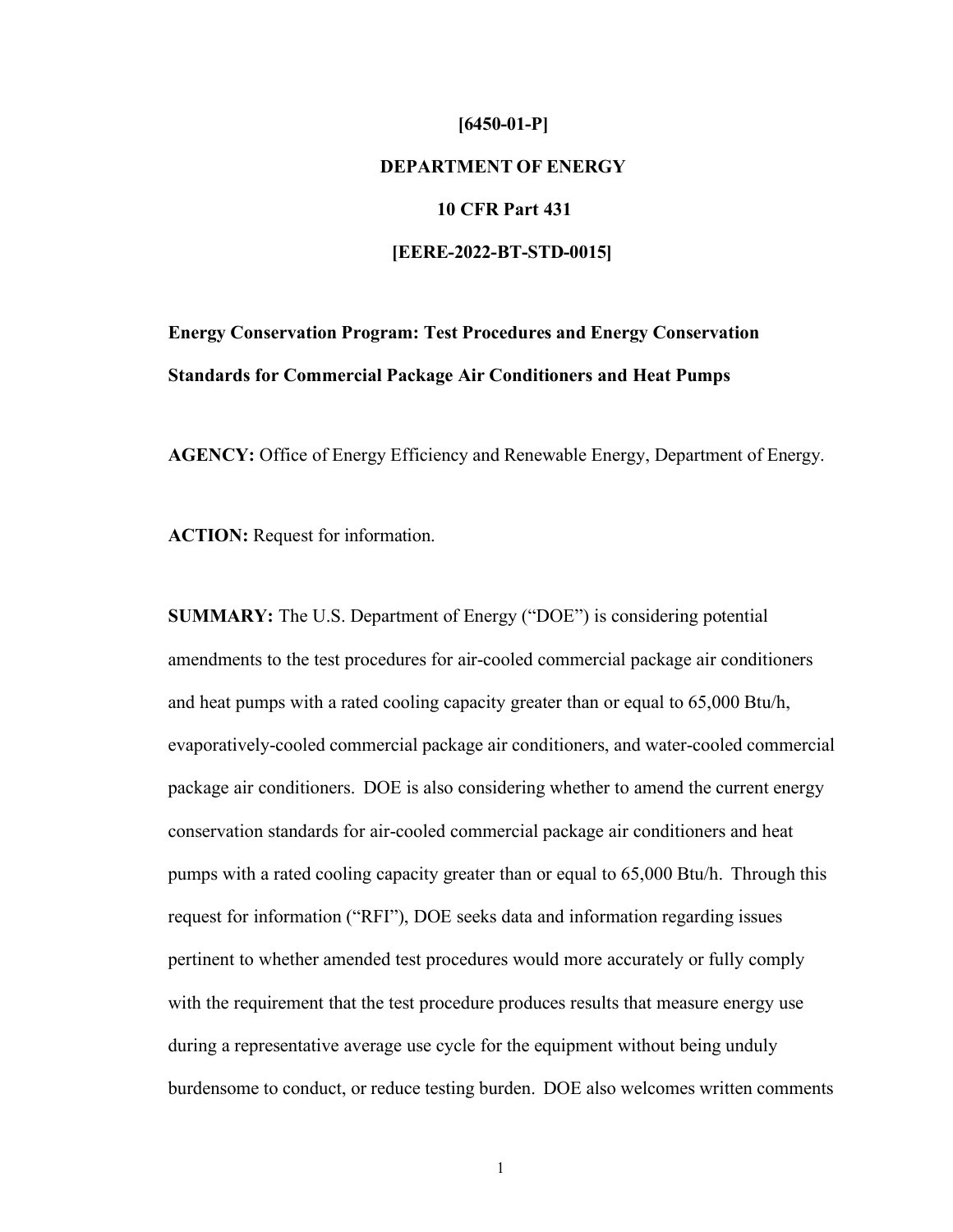**[6450-01-P]**

**DEPARTMENT OF ENERGY**

**10 CFR Part 431**

**[EERE-2022-BT-STD-0015]**

**Energy Conservation Program: Test Procedures and Energy Conservation Standards for Commercial Package Air Conditioners and Heat Pumps**

**AGENCY:** Office of Energy Efficiency and Renewable Energy, Department of Energy.

**ACTION:** Request for information.

**SUMMARY:** The U.S. Department of Energy ("DOE") is considering potential amendments to the test procedures for air-cooled commercial package air conditioners and heat pumps with a rated cooling capacity greater than or equal to 65,000 Btu/h, evaporatively-cooled commercial package air conditioners, and water-cooled commercial package air conditioners. DOE is also considering whether to amend the current energy conservation standards for air-cooled commercial package air conditioners and heat pumps with a rated cooling capacity greater than or equal to 65,000 Btu/h. Through this request for information ("RFI"), DOE seeks data and information regarding issues pertinent to whether amended test procedures would more accurately or fully comply with the requirement that the test procedure produces results that measure energy use during a representative average use cycle for the equipment without being unduly burdensome to conduct, or reduce testing burden. DOE also welcomes written comments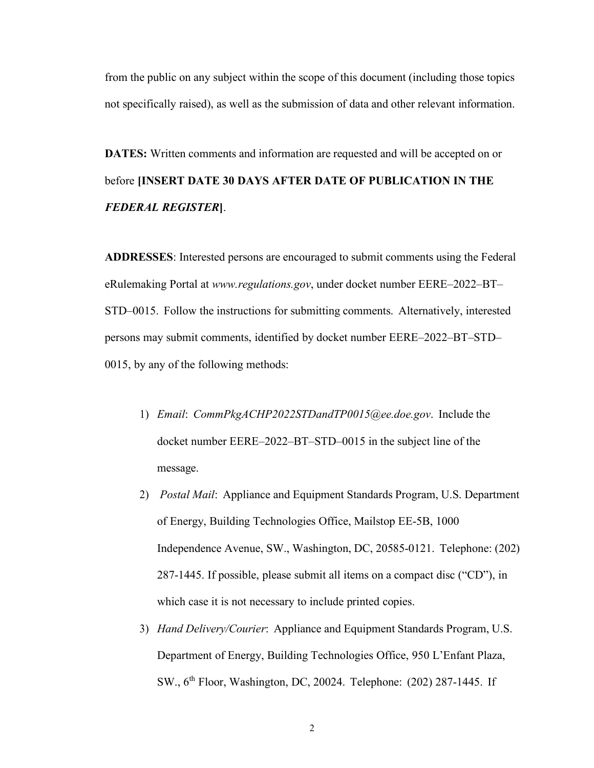from the public on any subject within the scope of this document (including those topics not specifically raised), as well as the submission of data and other relevant information.

**DATES:** Written comments and information are requested and will be accepted on or before **[INSERT DATE 30 DAYS AFTER DATE OF PUBLICATION IN THE *FEDERAL REGISTER*]**.

**ADDRESSES**: Interested persons are encouraged to submit comments using the Federal eRulemaking Portal at *www.regulations.gov*, under docket number EERE–2022–BT–STD–0015. Follow the instructions for submitting comments. Alternatively, interested persons may submit comments, identified by docket number EERE–2022–BT–STD–0015, by any of the following methods:

1) *Email*: *CommPkgACHP2022STDandTP0015@ee.doe.gov*. Include the docket number EERE–2022–BT–STD–0015 in the subject line of the message.
2) *Postal Mail*: Appliance and Equipment Standards Program, U.S. Department of Energy, Building Technologies Office, Mailstop EE-5B, 1000 Independence Avenue, SW., Washington, DC, 20585-0121. Telephone: (202) 287-1445. If possible, please submit all items on a compact disc ("CD"), in which case it is not necessary to include printed copies.
3) *Hand Delivery/Courier*: Appliance and Equipment Standards Program, U.S. Department of Energy, Building Technologies Office, 950 L'Enfant Plaza, SW., 6th Floor, Washington, DC, 20024. Telephone: (202) 287-1445. If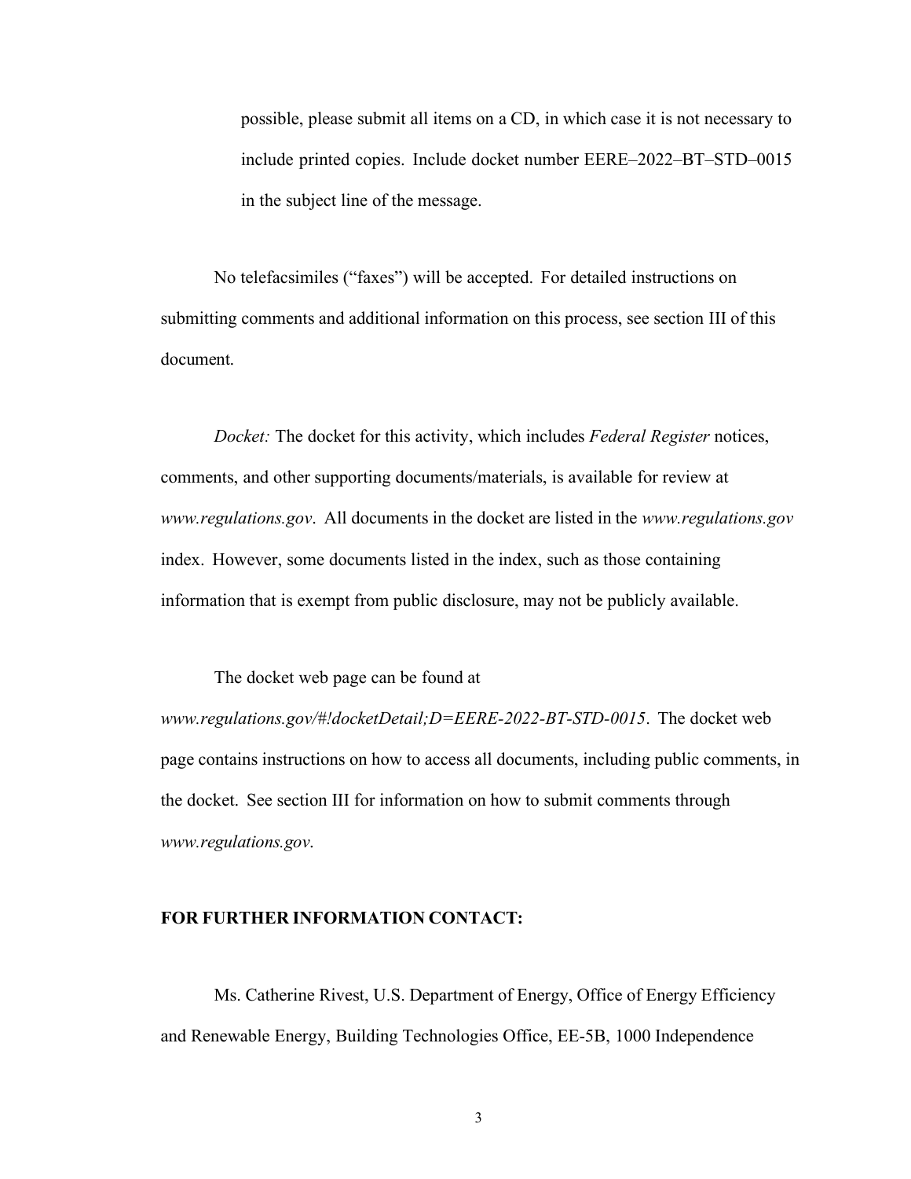possible, please submit all items on a CD, in which case it is not necessary to include printed copies. Include docket number EERE–2022–BT–STD–0015 in the subject line of the message.

No telefacsimiles ("faxes") will be accepted. For detailed instructions on submitting comments and additional information on this process, see section III of this document.

*Docket:* The docket for this activity, which includes *Federal Register* notices, comments, and other supporting documents/materials, is available for review at *www.regulations.gov*. All documents in the docket are listed in the *www.regulations.gov* index. However, some documents listed in the index, such as those containing information that is exempt from public disclosure, may not be publicly available.

The docket web page can be found at *www.regulations.gov/#!docketDetail;D=EERE-2022-BT-STD-0015*. The docket web page contains instructions on how to access all documents, including public comments, in the docket. See section III for information on how to submit comments through *www.regulations.gov*.

**FOR FURTHER INFORMATION CONTACT:**

Ms. Catherine Rivest, U.S. Department of Energy, Office of Energy Efficiency and Renewable Energy, Building Technologies Office, EE-5B, 1000 Independence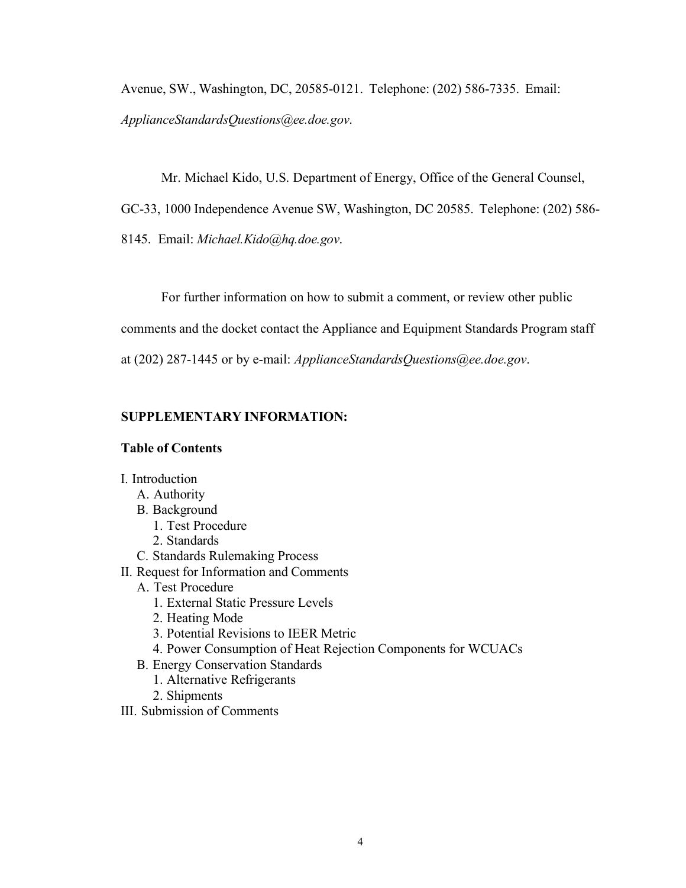Avenue, SW., Washington, DC, 20585-0121. Telephone: (202) 586-7335. Email: *ApplianceStandardsQuestions@ee.doe.gov*.

Mr. Michael Kido, U.S. Department of Energy, Office of the General Counsel, GC-33, 1000 Independence Avenue SW, Washington, DC 20585. Telephone: (202) 586-8145. Email: *Michael.Kido@hq.doe.gov*.

For further information on how to submit a comment, or review other public comments and the docket contact the Appliance and Equipment Standards Program staff at (202) 287-1445 or by e-mail: *ApplianceStandardsQuestions@ee.doe.gov*.

**SUPPLEMENTARY INFORMATION:**

**Table of Contents**

- I. Introduction
  - A. Authority
  - B. Background
    - 1. Test Procedure
    - 2. Standards
  - C. Standards Rulemaking Process
- II. Request for Information and Comments
  - A. Test Procedure
    - 1. External Static Pressure Levels
    - 2. Heating Mode
    - 3. Potential Revisions to IEER Metric
    - 4. Power Consumption of Heat Rejection Components for WCUACs
  - B. Energy Conservation Standards
    - 1. Alternative Refrigerants
    - 2. Shipments
- III. Submission of Comments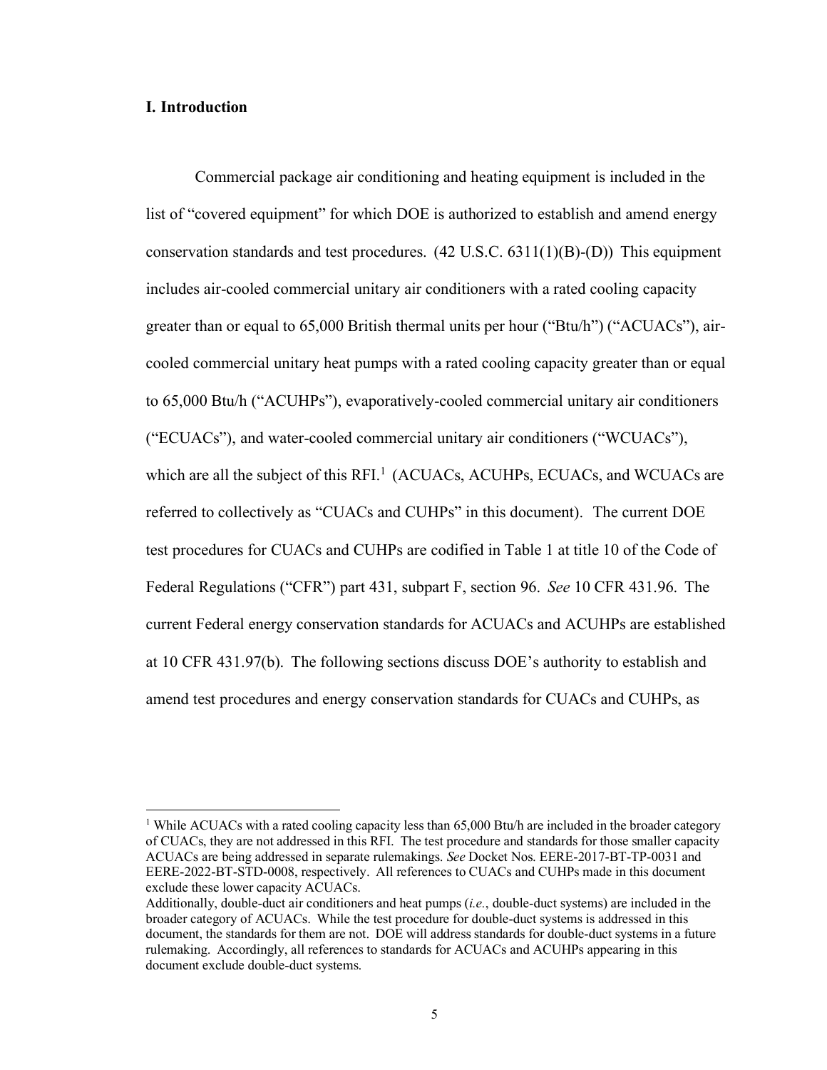## I. Introduction

Commercial package air conditioning and heating equipment is included in the list of "covered equipment" for which DOE is authorized to establish and amend energy conservation standards and test procedures. (42 U.S.C. 6311(1)(B)-(D)) This equipment includes air-cooled commercial unitary air conditioners with a rated cooling capacity greater than or equal to 65,000 British thermal units per hour ("Btu/h") ("ACUACs"), air-cooled commercial unitary heat pumps with a rated cooling capacity greater than or equal to 65,000 Btu/h ("ACUHPs"), evaporatively-cooled commercial unitary air conditioners ("ECUACs"), and water-cooled commercial unitary air conditioners ("WCUACs"), which are all the subject of this RFI.[1] (ACUACs, ACUHPs, ECUACs, and WCUACs are referred to collectively as "CUACs and CUHPs" in this document). The current DOE test procedures for CUACs and CUHPs are codified in Table 1 at title 10 of the Code of Federal Regulations ("CFR") part 431, subpart F, section 96. *See* 10 CFR 431.96. The current Federal energy conservation standards for ACUACs and ACUHPs are established at 10 CFR 431.97(b). The following sections discuss DOE's authority to establish and amend test procedures and energy conservation standards for CUACs and CUHPs, as

---

[1] While ACUACs with a rated cooling capacity less than 65,000 Btu/h are included in the broader category of CUACs, they are not addressed in this RFI. The test procedure and standards for those smaller capacity ACUACs are being addressed in separate rulemakings. *See* Docket Nos. EERE-2017-BT-TP-0031 and EERE-2022-BT-STD-0008, respectively. All references to CUACs and CUHPs made in this document exclude these lower capacity ACUACs.

Additionally, double-duct air conditioners and heat pumps (*i.e.*, double-duct systems) are included in the broader category of ACUACs. While the test procedure for double-duct systems is addressed in this document, the standards for them are not. DOE will address standards for double-duct systems in a future rulemaking. Accordingly, all references to standards for ACUACs and ACUHPs appearing in this document exclude double-duct systems.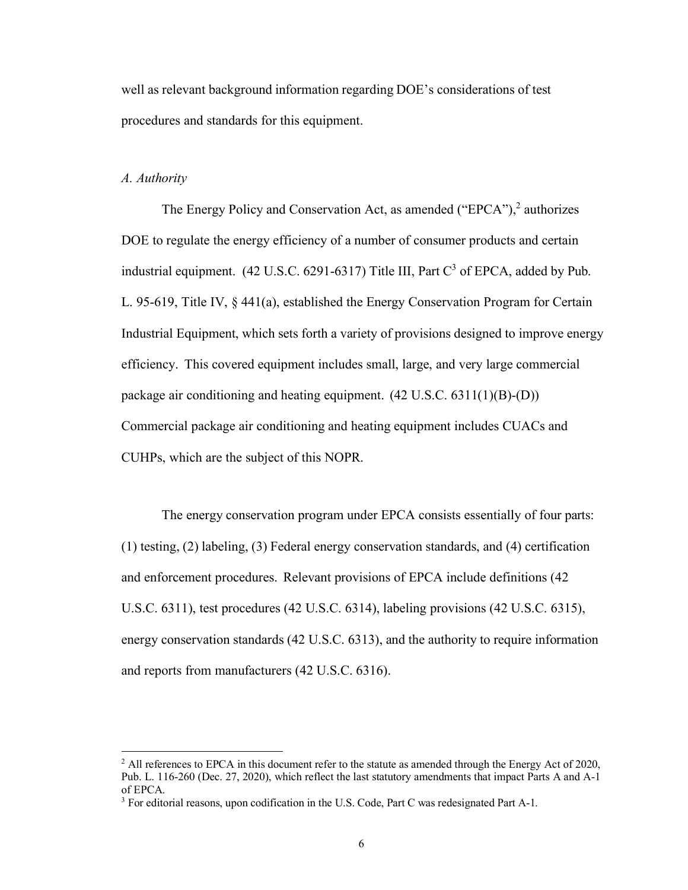well as relevant background information regarding DOE's considerations of test procedures and standards for this equipment.

### *A. Authority*

The Energy Policy and Conservation Act, as amended ("EPCA"),[2] authorizes DOE to regulate the energy efficiency of a number of consumer products and certain industrial equipment. (42 U.S.C. 6291-6317) Title III, Part C[3] of EPCA, added by Pub. L. 95-619, Title IV, § 441(a), established the Energy Conservation Program for Certain Industrial Equipment, which sets forth a variety of provisions designed to improve energy efficiency. This covered equipment includes small, large, and very large commercial package air conditioning and heating equipment. (42 U.S.C. 6311(1)(B)-(D)) Commercial package air conditioning and heating equipment includes CUACs and CUHPs, which are the subject of this NOPR.

The energy conservation program under EPCA consists essentially of four parts: (1) testing, (2) labeling, (3) Federal energy conservation standards, and (4) certification and enforcement procedures. Relevant provisions of EPCA include definitions (42 U.S.C. 6311), test procedures (42 U.S.C. 6314), labeling provisions (42 U.S.C. 6315), energy conservation standards (42 U.S.C. 6313), and the authority to require information and reports from manufacturers (42 U.S.C. 6316).

---

[2] All references to EPCA in this document refer to the statute as amended through the Energy Act of 2020, Pub. L. 116-260 (Dec. 27, 2020), which reflect the last statutory amendments that impact Parts A and A-1 of EPCA.

[3] For editorial reasons, upon codification in the U.S. Code, Part C was redesignated Part A-1.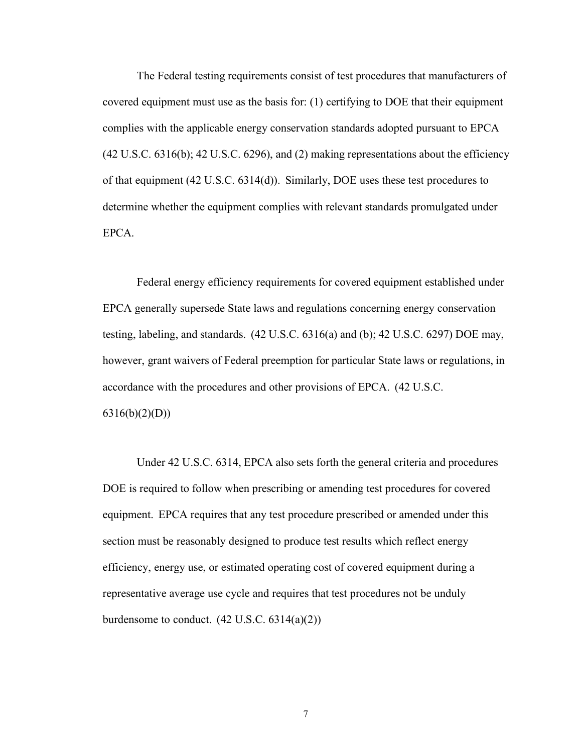The Federal testing requirements consist of test procedures that manufacturers of covered equipment must use as the basis for: (1) certifying to DOE that their equipment complies with the applicable energy conservation standards adopted pursuant to EPCA (42 U.S.C. 6316(b); 42 U.S.C. 6296), and (2) making representations about the efficiency of that equipment (42 U.S.C. 6314(d)). Similarly, DOE uses these test procedures to determine whether the equipment complies with relevant standards promulgated under EPCA.

Federal energy efficiency requirements for covered equipment established under EPCA generally supersede State laws and regulations concerning energy conservation testing, labeling, and standards. (42 U.S.C. 6316(a) and (b); 42 U.S.C. 6297) DOE may, however, grant waivers of Federal preemption for particular State laws or regulations, in accordance with the procedures and other provisions of EPCA. (42 U.S.C. 6316(b)(2)(D))

Under 42 U.S.C. 6314, EPCA also sets forth the general criteria and procedures DOE is required to follow when prescribing or amending test procedures for covered equipment. EPCA requires that any test procedure prescribed or amended under this section must be reasonably designed to produce test results which reflect energy efficiency, energy use, or estimated operating cost of covered equipment during a representative average use cycle and requires that test procedures not be unduly burdensome to conduct. (42 U.S.C. 6314(a)(2))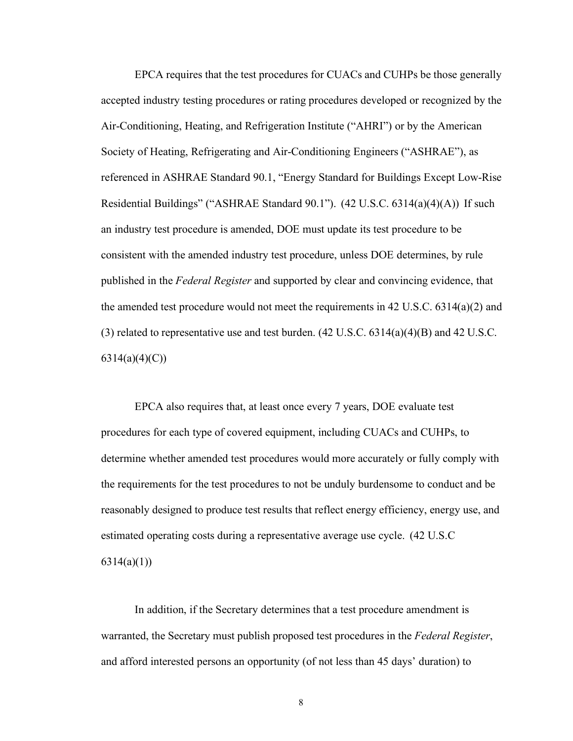EPCA requires that the test procedures for CUACs and CUHPs be those generally accepted industry testing procedures or rating procedures developed or recognized by the Air-Conditioning, Heating, and Refrigeration Institute ("AHRI") or by the American Society of Heating, Refrigerating and Air-Conditioning Engineers ("ASHRAE"), as referenced in ASHRAE Standard 90.1, "Energy Standard for Buildings Except Low-Rise Residential Buildings" ("ASHRAE Standard 90.1"). (42 U.S.C. 6314(a)(4)(A)) If such an industry test procedure is amended, DOE must update its test procedure to be consistent with the amended industry test procedure, unless DOE determines, by rule published in the *Federal Register* and supported by clear and convincing evidence, that the amended test procedure would not meet the requirements in 42 U.S.C. 6314(a)(2) and (3) related to representative use and test burden. (42 U.S.C. 6314(a)(4)(B) and 42 U.S.C. 6314(a)(4)(C))

EPCA also requires that, at least once every 7 years, DOE evaluate test procedures for each type of covered equipment, including CUACs and CUHPs, to determine whether amended test procedures would more accurately or fully comply with the requirements for the test procedures to not be unduly burdensome to conduct and be reasonably designed to produce test results that reflect energy efficiency, energy use, and estimated operating costs during a representative average use cycle. (42 U.S.C 6314(a)(1))

In addition, if the Secretary determines that a test procedure amendment is warranted, the Secretary must publish proposed test procedures in the *Federal Register*, and afford interested persons an opportunity (of not less than 45 days' duration) to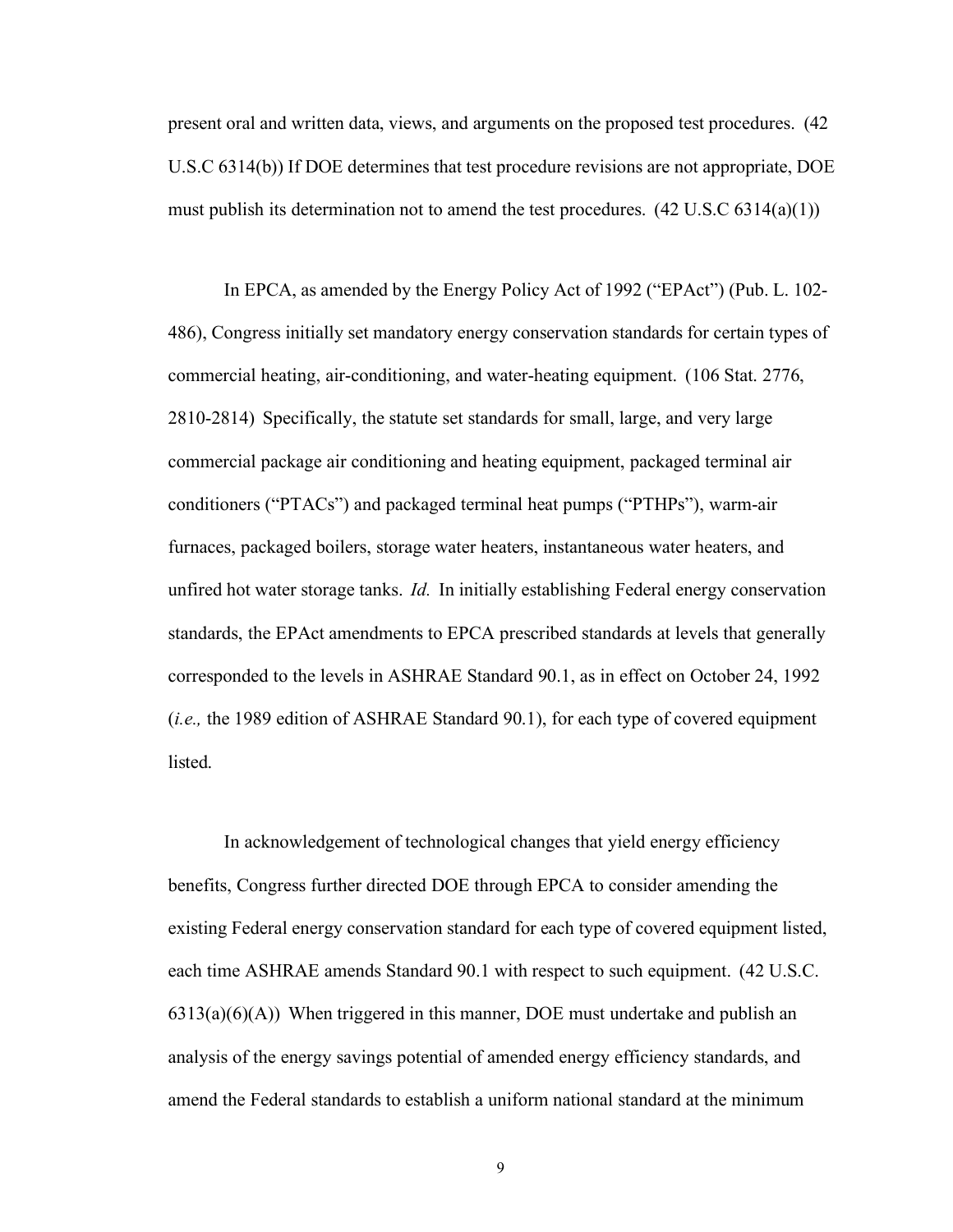present oral and written data, views, and arguments on the proposed test procedures. (42 U.S.C 6314(b)) If DOE determines that test procedure revisions are not appropriate, DOE must publish its determination not to amend the test procedures. (42 U.S.C 6314(a)(1))

In EPCA, as amended by the Energy Policy Act of 1992 ("EPAct") (Pub. L. 102-486), Congress initially set mandatory energy conservation standards for certain types of commercial heating, air-conditioning, and water-heating equipment. (106 Stat. 2776, 2810-2814) Specifically, the statute set standards for small, large, and very large commercial package air conditioning and heating equipment, packaged terminal air conditioners ("PTACs") and packaged terminal heat pumps ("PTHPs"), warm-air furnaces, packaged boilers, storage water heaters, instantaneous water heaters, and unfired hot water storage tanks. *Id.* In initially establishing Federal energy conservation standards, the EPAct amendments to EPCA prescribed standards at levels that generally corresponded to the levels in ASHRAE Standard 90.1, as in effect on October 24, 1992 (*i.e.,* the 1989 edition of ASHRAE Standard 90.1), for each type of covered equipment listed.

In acknowledgement of technological changes that yield energy efficiency benefits, Congress further directed DOE through EPCA to consider amending the existing Federal energy conservation standard for each type of covered equipment listed, each time ASHRAE amends Standard 90.1 with respect to such equipment. (42 U.S.C. 6313(a)(6)(A)) When triggered in this manner, DOE must undertake and publish an analysis of the energy savings potential of amended energy efficiency standards, and amend the Federal standards to establish a uniform national standard at the minimum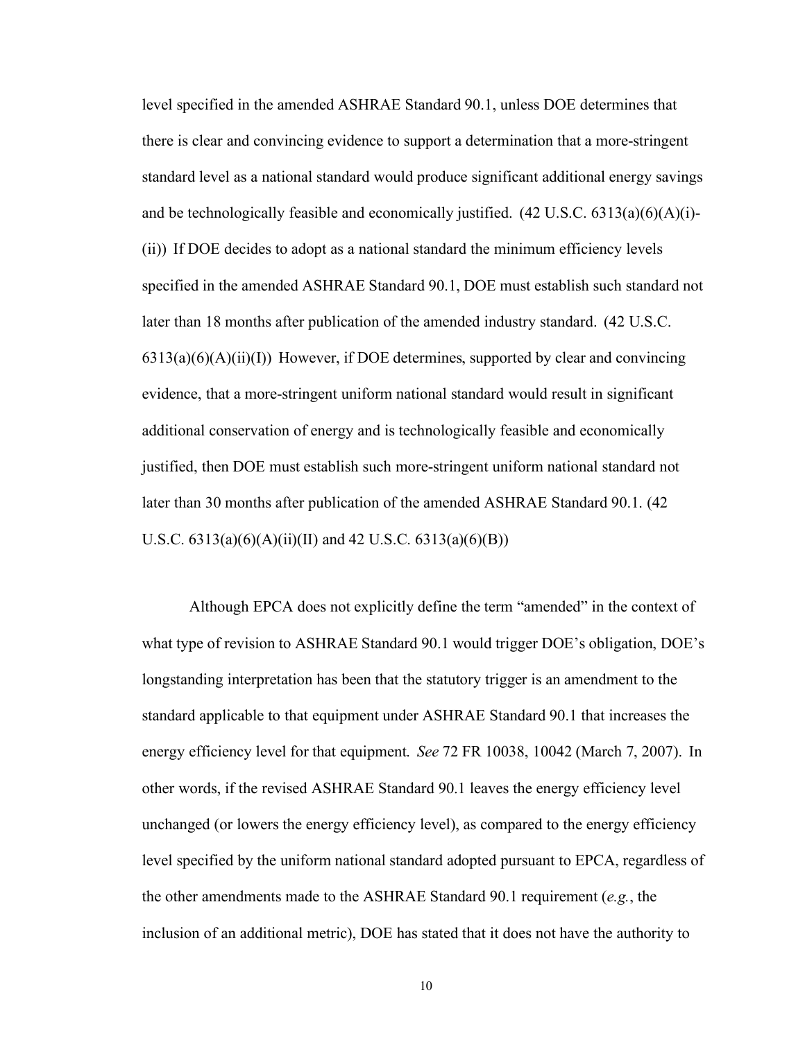level specified in the amended ASHRAE Standard 90.1, unless DOE determines that there is clear and convincing evidence to support a determination that a more-stringent standard level as a national standard would produce significant additional energy savings and be technologically feasible and economically justified. (42 U.S.C. 6313(a)(6)(A)(i)-(ii)) If DOE decides to adopt as a national standard the minimum efficiency levels specified in the amended ASHRAE Standard 90.1, DOE must establish such standard not later than 18 months after publication of the amended industry standard. (42 U.S.C. 6313(a)(6)(A)(ii)(I)) However, if DOE determines, supported by clear and convincing evidence, that a more-stringent uniform national standard would result in significant additional conservation of energy and is technologically feasible and economically justified, then DOE must establish such more-stringent uniform national standard not later than 30 months after publication of the amended ASHRAE Standard 90.1. (42 U.S.C. 6313(a)(6)(A)(ii)(II) and 42 U.S.C. 6313(a)(6)(B))

Although EPCA does not explicitly define the term "amended" in the context of what type of revision to ASHRAE Standard 90.1 would trigger DOE's obligation, DOE's longstanding interpretation has been that the statutory trigger is an amendment to the standard applicable to that equipment under ASHRAE Standard 90.1 that increases the energy efficiency level for that equipment. *See* 72 FR 10038, 10042 (March 7, 2007). In other words, if the revised ASHRAE Standard 90.1 leaves the energy efficiency level unchanged (or lowers the energy efficiency level), as compared to the energy efficiency level specified by the uniform national standard adopted pursuant to EPCA, regardless of the other amendments made to the ASHRAE Standard 90.1 requirement (*e.g.*, the inclusion of an additional metric), DOE has stated that it does not have the authority to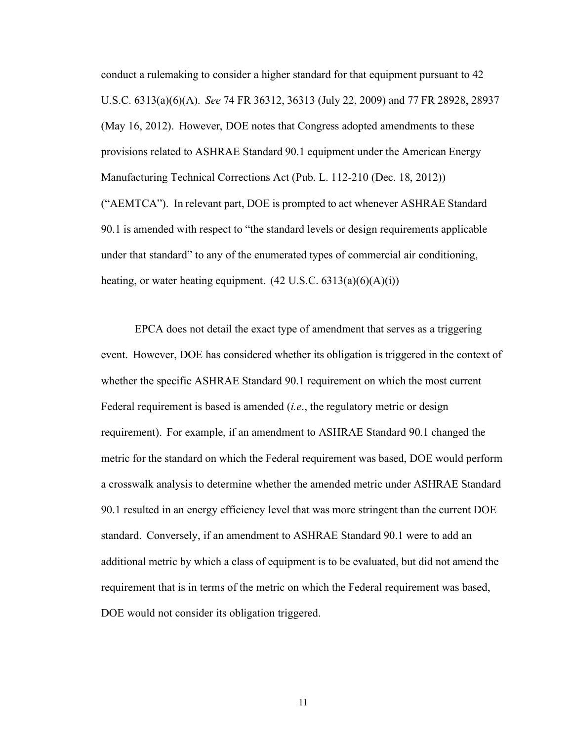conduct a rulemaking to consider a higher standard for that equipment pursuant to 42 U.S.C. 6313(a)(6)(A). *See* 74 FR 36312, 36313 (July 22, 2009) and 77 FR 28928, 28937 (May 16, 2012). However, DOE notes that Congress adopted amendments to these provisions related to ASHRAE Standard 90.1 equipment under the American Energy Manufacturing Technical Corrections Act (Pub. L. 112-210 (Dec. 18, 2012)) ("AEMTCA"). In relevant part, DOE is prompted to act whenever ASHRAE Standard 90.1 is amended with respect to "the standard levels or design requirements applicable under that standard" to any of the enumerated types of commercial air conditioning, heating, or water heating equipment. (42 U.S.C. 6313(a)(6)(A)(i))

EPCA does not detail the exact type of amendment that serves as a triggering event. However, DOE has considered whether its obligation is triggered in the context of whether the specific ASHRAE Standard 90.1 requirement on which the most current Federal requirement is based is amended (*i.e*., the regulatory metric or design requirement). For example, if an amendment to ASHRAE Standard 90.1 changed the metric for the standard on which the Federal requirement was based, DOE would perform a crosswalk analysis to determine whether the amended metric under ASHRAE Standard 90.1 resulted in an energy efficiency level that was more stringent than the current DOE standard. Conversely, if an amendment to ASHRAE Standard 90.1 were to add an additional metric by which a class of equipment is to be evaluated, but did not amend the requirement that is in terms of the metric on which the Federal requirement was based, DOE would not consider its obligation triggered.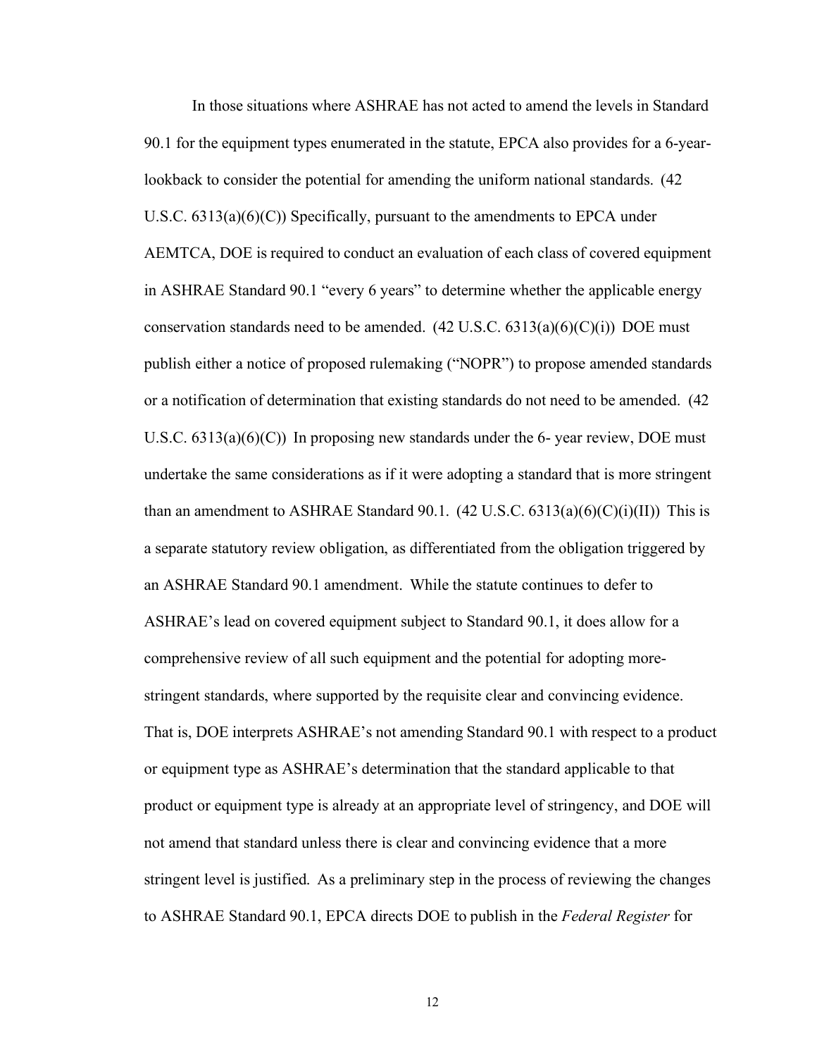In those situations where ASHRAE has not acted to amend the levels in Standard 90.1 for the equipment types enumerated in the statute, EPCA also provides for a 6-year-lookback to consider the potential for amending the uniform national standards. (42 U.S.C. 6313(a)(6)(C)) Specifically, pursuant to the amendments to EPCA under AEMTCA, DOE is required to conduct an evaluation of each class of covered equipment in ASHRAE Standard 90.1 "every 6 years" to determine whether the applicable energy conservation standards need to be amended. (42 U.S.C. 6313(a)(6)(C)(i)) DOE must publish either a notice of proposed rulemaking ("NOPR") to propose amended standards or a notification of determination that existing standards do not need to be amended. (42 U.S.C. 6313(a)(6)(C)) In proposing new standards under the 6- year review, DOE must undertake the same considerations as if it were adopting a standard that is more stringent than an amendment to ASHRAE Standard 90.1. (42 U.S.C. 6313(a)(6)(C)(i)(II)) This is a separate statutory review obligation, as differentiated from the obligation triggered by an ASHRAE Standard 90.1 amendment. While the statute continues to defer to ASHRAE's lead on covered equipment subject to Standard 90.1, it does allow for a comprehensive review of all such equipment and the potential for adopting more-stringent standards, where supported by the requisite clear and convincing evidence. That is, DOE interprets ASHRAE's not amending Standard 90.1 with respect to a product or equipment type as ASHRAE's determination that the standard applicable to that product or equipment type is already at an appropriate level of stringency, and DOE will not amend that standard unless there is clear and convincing evidence that a more stringent level is justified. As a preliminary step in the process of reviewing the changes to ASHRAE Standard 90.1, EPCA directs DOE to publish in the *Federal Register* for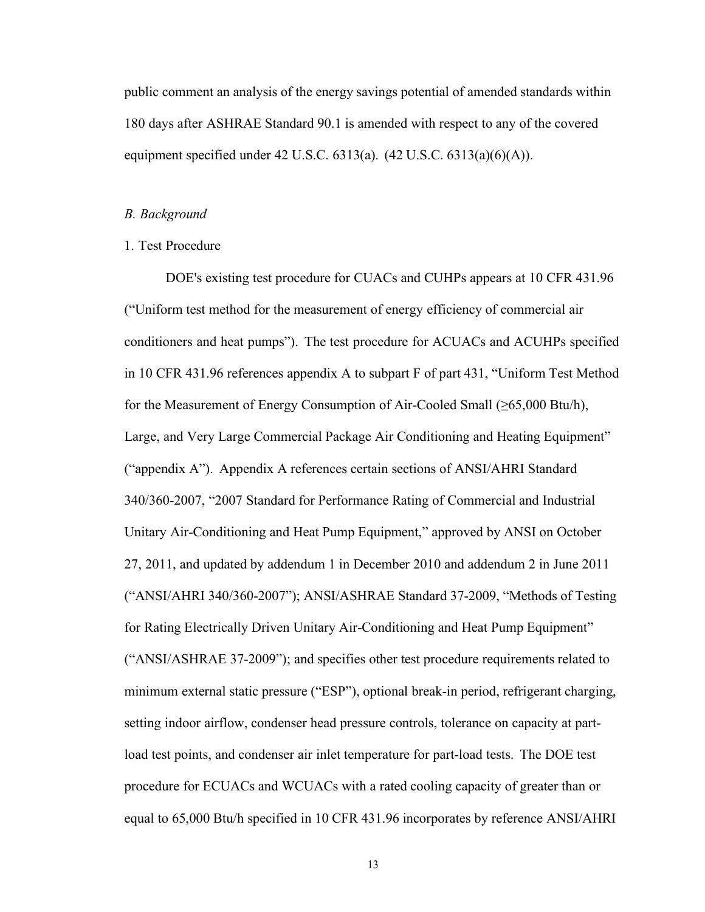public comment an analysis of the energy savings potential of amended standards within 180 days after ASHRAE Standard 90.1 is amended with respect to any of the covered equipment specified under 42 U.S.C. 6313(a). (42 U.S.C. 6313(a)(6)(A)).

*B. Background*

1. Test Procedure

DOE's existing test procedure for CUACs and CUHPs appears at 10 CFR 431.96 ("Uniform test method for the measurement of energy efficiency of commercial air conditioners and heat pumps"). The test procedure for ACUACs and ACUHPs specified in 10 CFR 431.96 references appendix A to subpart F of part 431, "Uniform Test Method for the Measurement of Energy Consumption of Air-Cooled Small (≥65,000 Btu/h), Large, and Very Large Commercial Package Air Conditioning and Heating Equipment" ("appendix A"). Appendix A references certain sections of ANSI/AHRI Standard 340/360-2007, "2007 Standard for Performance Rating of Commercial and Industrial Unitary Air-Conditioning and Heat Pump Equipment," approved by ANSI on October 27, 2011, and updated by addendum 1 in December 2010 and addendum 2 in June 2011 ("ANSI/AHRI 340/360-2007"); ANSI/ASHRAE Standard 37-2009, "Methods of Testing for Rating Electrically Driven Unitary Air-Conditioning and Heat Pump Equipment" ("ANSI/ASHRAE 37-2009"); and specifies other test procedure requirements related to minimum external static pressure ("ESP"), optional break-in period, refrigerant charging, setting indoor airflow, condenser head pressure controls, tolerance on capacity at part-load test points, and condenser air inlet temperature for part-load tests. The DOE test procedure for ECUACs and WCUACs with a rated cooling capacity of greater than or equal to 65,000 Btu/h specified in 10 CFR 431.96 incorporates by reference ANSI/AHRI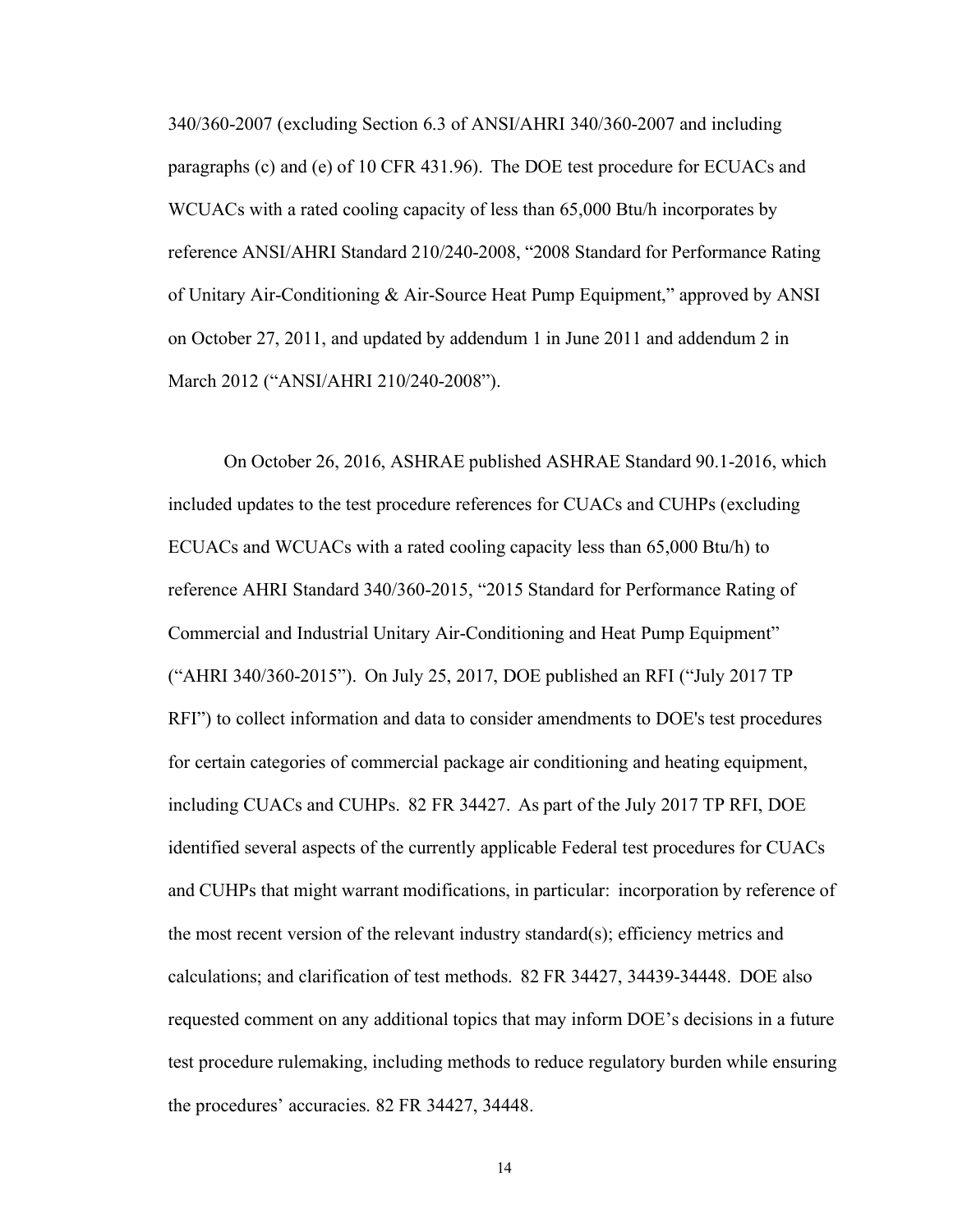340/360-2007 (excluding Section 6.3 of ANSI/AHRI 340/360-2007 and including paragraphs (c) and (e) of 10 CFR 431.96). The DOE test procedure for ECUACs and WCUACs with a rated cooling capacity of less than 65,000 Btu/h incorporates by reference ANSI/AHRI Standard 210/240-2008, "2008 Standard for Performance Rating of Unitary Air-Conditioning & Air-Source Heat Pump Equipment," approved by ANSI on October 27, 2011, and updated by addendum 1 in June 2011 and addendum 2 in March 2012 ("ANSI/AHRI 210/240-2008").

On October 26, 2016, ASHRAE published ASHRAE Standard 90.1-2016, which included updates to the test procedure references for CUACs and CUHPs (excluding ECUACs and WCUACs with a rated cooling capacity less than 65,000 Btu/h) to reference AHRI Standard 340/360-2015, "2015 Standard for Performance Rating of Commercial and Industrial Unitary Air-Conditioning and Heat Pump Equipment" ("AHRI 340/360-2015"). On July 25, 2017, DOE published an RFI ("July 2017 TP RFI") to collect information and data to consider amendments to DOE's test procedures for certain categories of commercial package air conditioning and heating equipment, including CUACs and CUHPs. 82 FR 34427. As part of the July 2017 TP RFI, DOE identified several aspects of the currently applicable Federal test procedures for CUACs and CUHPs that might warrant modifications, in particular: incorporation by reference of the most recent version of the relevant industry standard(s); efficiency metrics and calculations; and clarification of test methods. 82 FR 34427, 34439-34448. DOE also requested comment on any additional topics that may inform DOE's decisions in a future test procedure rulemaking, including methods to reduce regulatory burden while ensuring the procedures' accuracies. 82 FR 34427, 34448.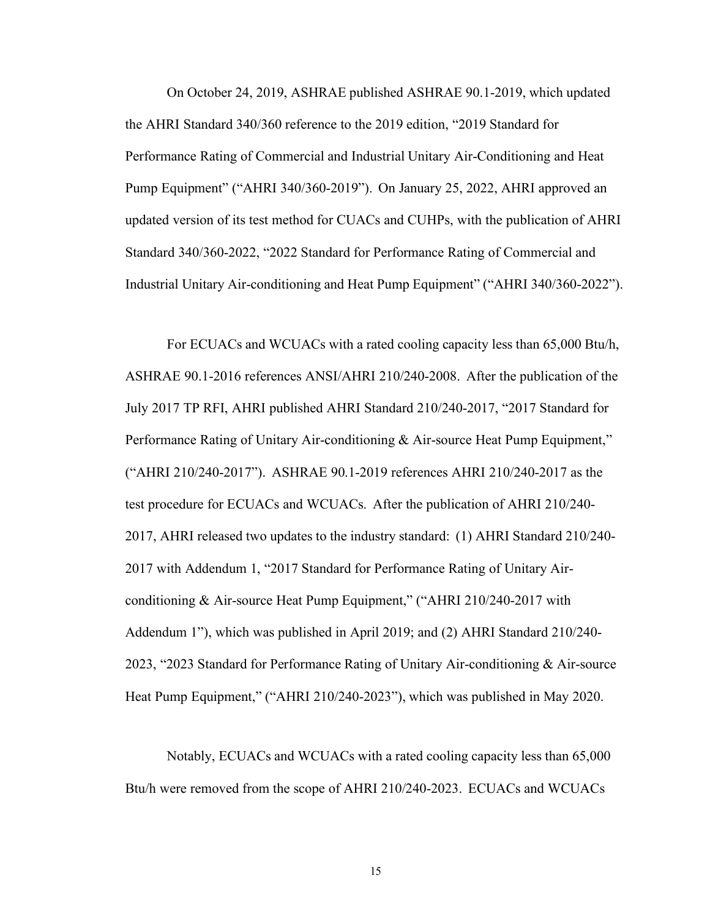On October 24, 2019, ASHRAE published ASHRAE 90.1-2019, which updated the AHRI Standard 340/360 reference to the 2019 edition, "2019 Standard for Performance Rating of Commercial and Industrial Unitary Air-Conditioning and Heat Pump Equipment" ("AHRI 340/360-2019"). On January 25, 2022, AHRI approved an updated version of its test method for CUACs and CUHPs, with the publication of AHRI Standard 340/360-2022, "2022 Standard for Performance Rating of Commercial and Industrial Unitary Air-conditioning and Heat Pump Equipment" ("AHRI 340/360-2022").

For ECUACs and WCUACs with a rated cooling capacity less than 65,000 Btu/h, ASHRAE 90.1-2016 references ANSI/AHRI 210/240-2008. After the publication of the July 2017 TP RFI, AHRI published AHRI Standard 210/240-2017, "2017 Standard for Performance Rating of Unitary Air-conditioning & Air-source Heat Pump Equipment," ("AHRI 210/240-2017"). ASHRAE 90.1-2019 references AHRI 210/240-2017 as the test procedure for ECUACs and WCUACs. After the publication of AHRI 210/240-2017, AHRI released two updates to the industry standard: (1) AHRI Standard 210/240-2017 with Addendum 1, "2017 Standard for Performance Rating of Unitary Air-conditioning & Air-source Heat Pump Equipment," ("AHRI 210/240-2017 with Addendum 1"), which was published in April 2019; and (2) AHRI Standard 210/240-2023, "2023 Standard for Performance Rating of Unitary Air-conditioning & Air-source Heat Pump Equipment," ("AHRI 210/240-2023"), which was published in May 2020.

Notably, ECUACs and WCUACs with a rated cooling capacity less than 65,000 Btu/h were removed from the scope of AHRI 210/240-2023. ECUACs and WCUACs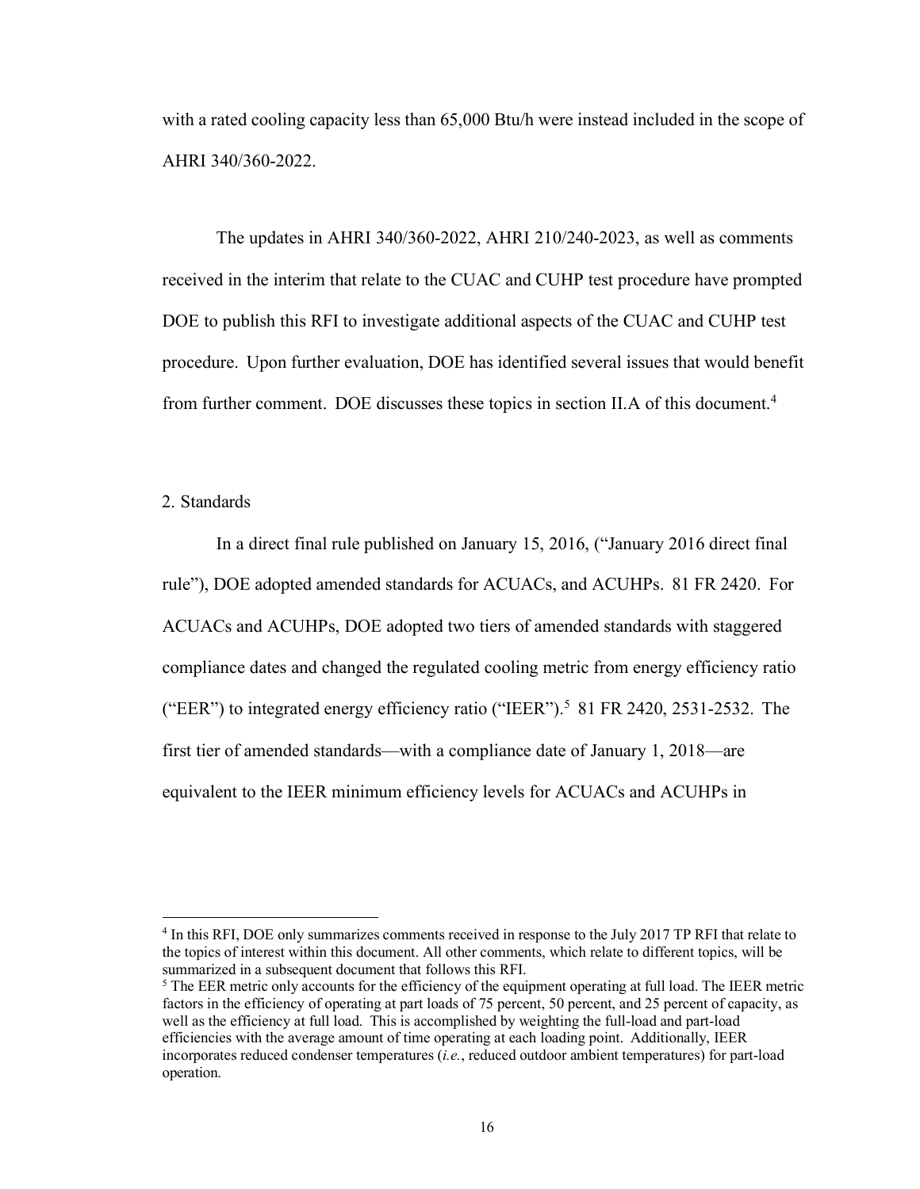with a rated cooling capacity less than 65,000 Btu/h were instead included in the scope of AHRI 340/360-2022.

The updates in AHRI 340/360-2022, AHRI 210/240-2023, as well as comments received in the interim that relate to the CUAC and CUHP test procedure have prompted DOE to publish this RFI to investigate additional aspects of the CUAC and CUHP test procedure. Upon further evaluation, DOE has identified several issues that would benefit from further comment. DOE discusses these topics in section II.A of this document.[4]

2. Standards

In a direct final rule published on January 15, 2016, ("January 2016 direct final rule"), DOE adopted amended standards for ACUACs, and ACUHPs. 81 FR 2420. For ACUACs and ACUHPs, DOE adopted two tiers of amended standards with staggered compliance dates and changed the regulated cooling metric from energy efficiency ratio ("EER") to integrated energy efficiency ratio ("IEER").[5] 81 FR 2420, 2531-2532. The first tier of amended standards—with a compliance date of January 1, 2018—are equivalent to the IEER minimum efficiency levels for ACUACs and ACUHPs in

[4] In this RFI, DOE only summarizes comments received in response to the July 2017 TP RFI that relate to the topics of interest within this document. All other comments, which relate to different topics, will be summarized in a subsequent document that follows this RFI.

[5] The EER metric only accounts for the efficiency of the equipment operating at full load. The IEER metric factors in the efficiency of operating at part loads of 75 percent, 50 percent, and 25 percent of capacity, as well as the efficiency at full load. This is accomplished by weighting the full-load and part-load efficiencies with the average amount of time operating at each loading point. Additionally, IEER incorporates reduced condenser temperatures (*i.e.*, reduced outdoor ambient temperatures) for part-load operation.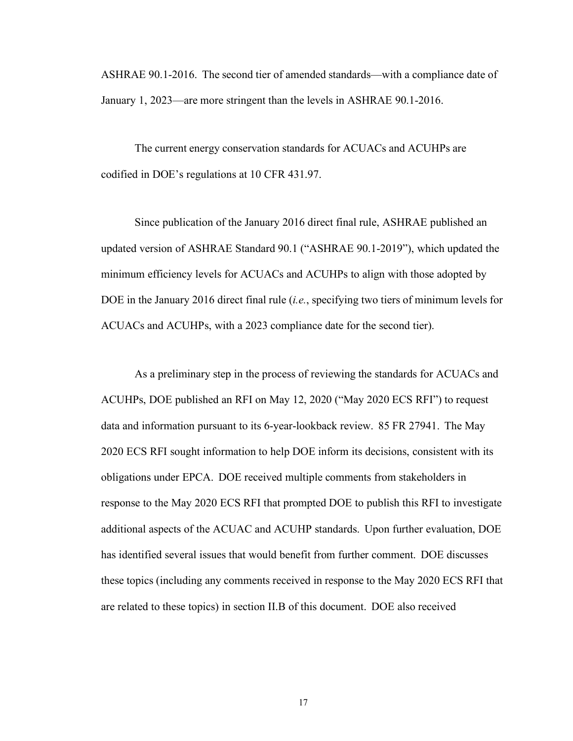ASHRAE 90.1-2016. The second tier of amended standards—with a compliance date of January 1, 2023—are more stringent than the levels in ASHRAE 90.1-2016.

The current energy conservation standards for ACUACs and ACUHPs are codified in DOE's regulations at 10 CFR 431.97.

Since publication of the January 2016 direct final rule, ASHRAE published an updated version of ASHRAE Standard 90.1 ("ASHRAE 90.1-2019"), which updated the minimum efficiency levels for ACUACs and ACUHPs to align with those adopted by DOE in the January 2016 direct final rule (*i.e.*, specifying two tiers of minimum levels for ACUACs and ACUHPs, with a 2023 compliance date for the second tier).

As a preliminary step in the process of reviewing the standards for ACUACs and ACUHPs, DOE published an RFI on May 12, 2020 ("May 2020 ECS RFI") to request data and information pursuant to its 6-year-lookback review. 85 FR 27941. The May 2020 ECS RFI sought information to help DOE inform its decisions, consistent with its obligations under EPCA. DOE received multiple comments from stakeholders in response to the May 2020 ECS RFI that prompted DOE to publish this RFI to investigate additional aspects of the ACUAC and ACUHP standards. Upon further evaluation, DOE has identified several issues that would benefit from further comment. DOE discusses these topics (including any comments received in response to the May 2020 ECS RFI that are related to these topics) in section II.B of this document. DOE also received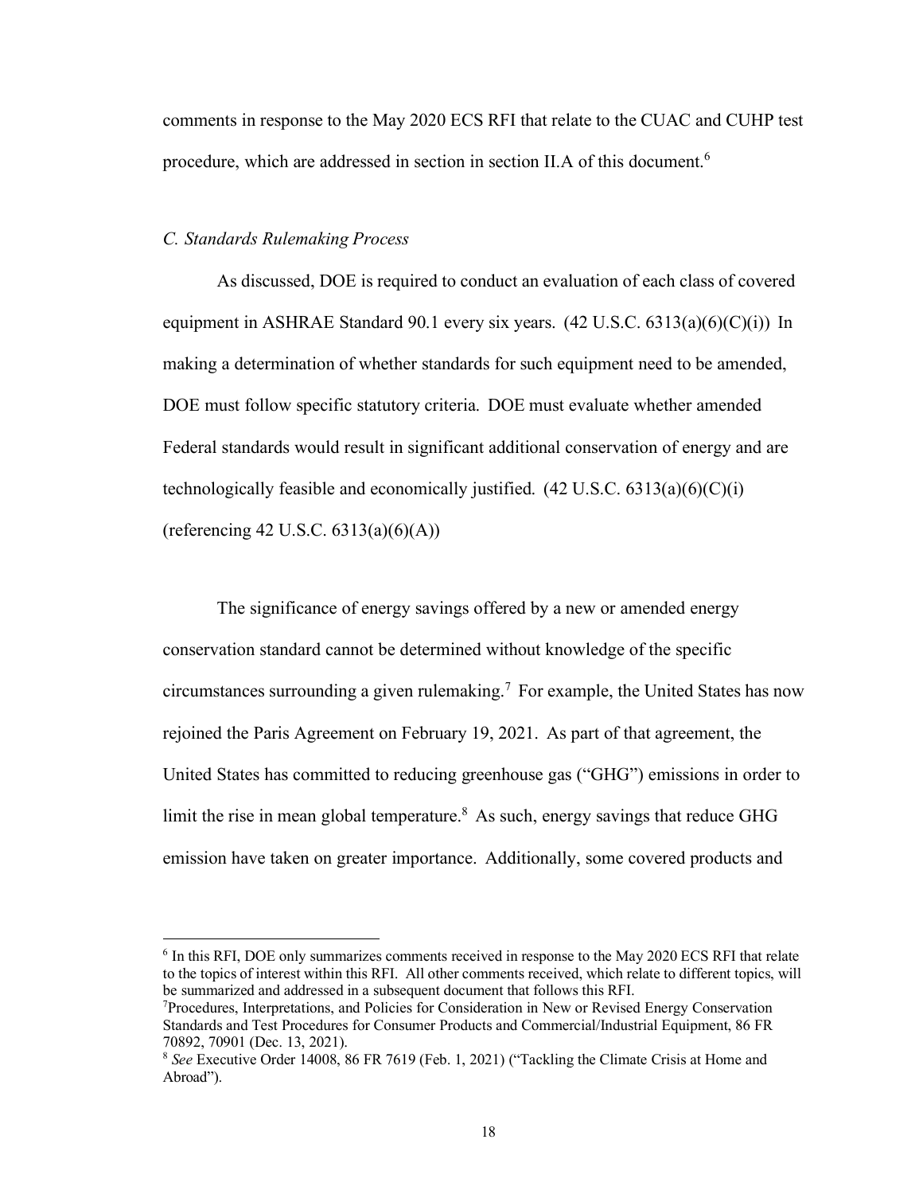comments in response to the May 2020 ECS RFI that relate to the CUAC and CUHP test procedure, which are addressed in section in section II.A of this document.[6]

*C. Standards Rulemaking Process*

As discussed, DOE is required to conduct an evaluation of each class of covered equipment in ASHRAE Standard 90.1 every six years. (42 U.S.C. 6313(a)(6)(C)(i)) In making a determination of whether standards for such equipment need to be amended, DOE must follow specific statutory criteria. DOE must evaluate whether amended Federal standards would result in significant additional conservation of energy and are technologically feasible and economically justified. (42 U.S.C. 6313(a)(6)(C)(i) (referencing 42 U.S.C. 6313(a)(6)(A))

The significance of energy savings offered by a new or amended energy conservation standard cannot be determined without knowledge of the specific circumstances surrounding a given rulemaking.[7] For example, the United States has now rejoined the Paris Agreement on February 19, 2021. As part of that agreement, the United States has committed to reducing greenhouse gas ("GHG") emissions in order to limit the rise in mean global temperature.[8] As such, energy savings that reduce GHG emission have taken on greater importance. Additionally, some covered products and

---

[6] In this RFI, DOE only summarizes comments received in response to the May 2020 ECS RFI that relate to the topics of interest within this RFI. All other comments received, which relate to different topics, will be summarized and addressed in a subsequent document that follows this RFI.

[7] Procedures, Interpretations, and Policies for Consideration in New or Revised Energy Conservation Standards and Test Procedures for Consumer Products and Commercial/Industrial Equipment, 86 FR 70892, 70901 (Dec. 13, 2021).

[8] *See* Executive Order 14008, 86 FR 7619 (Feb. 1, 2021) ("Tackling the Climate Crisis at Home and Abroad").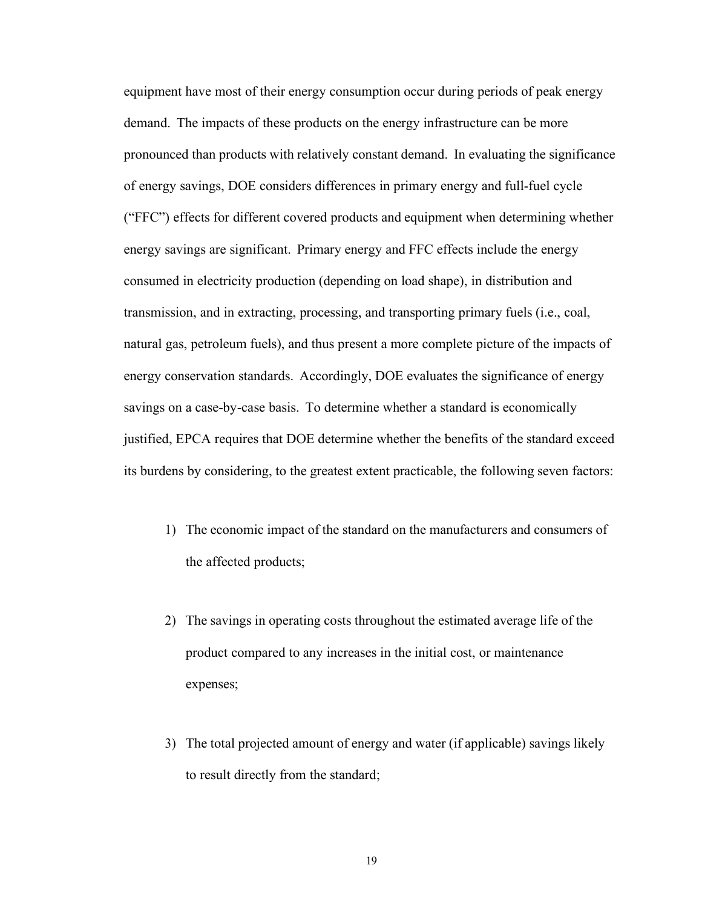equipment have most of their energy consumption occur during periods of peak energy demand. The impacts of these products on the energy infrastructure can be more pronounced than products with relatively constant demand. In evaluating the significance of energy savings, DOE considers differences in primary energy and full-fuel cycle ("FFC") effects for different covered products and equipment when determining whether energy savings are significant. Primary energy and FFC effects include the energy consumed in electricity production (depending on load shape), in distribution and transmission, and in extracting, processing, and transporting primary fuels (i.e., coal, natural gas, petroleum fuels), and thus present a more complete picture of the impacts of energy conservation standards. Accordingly, DOE evaluates the significance of energy savings on a case-by-case basis. To determine whether a standard is economically justified, EPCA requires that DOE determine whether the benefits of the standard exceed its burdens by considering, to the greatest extent practicable, the following seven factors:

1) The economic impact of the standard on the manufacturers and consumers of the affected products;

2) The savings in operating costs throughout the estimated average life of the product compared to any increases in the initial cost, or maintenance expenses;

3) The total projected amount of energy and water (if applicable) savings likely to result directly from the standard;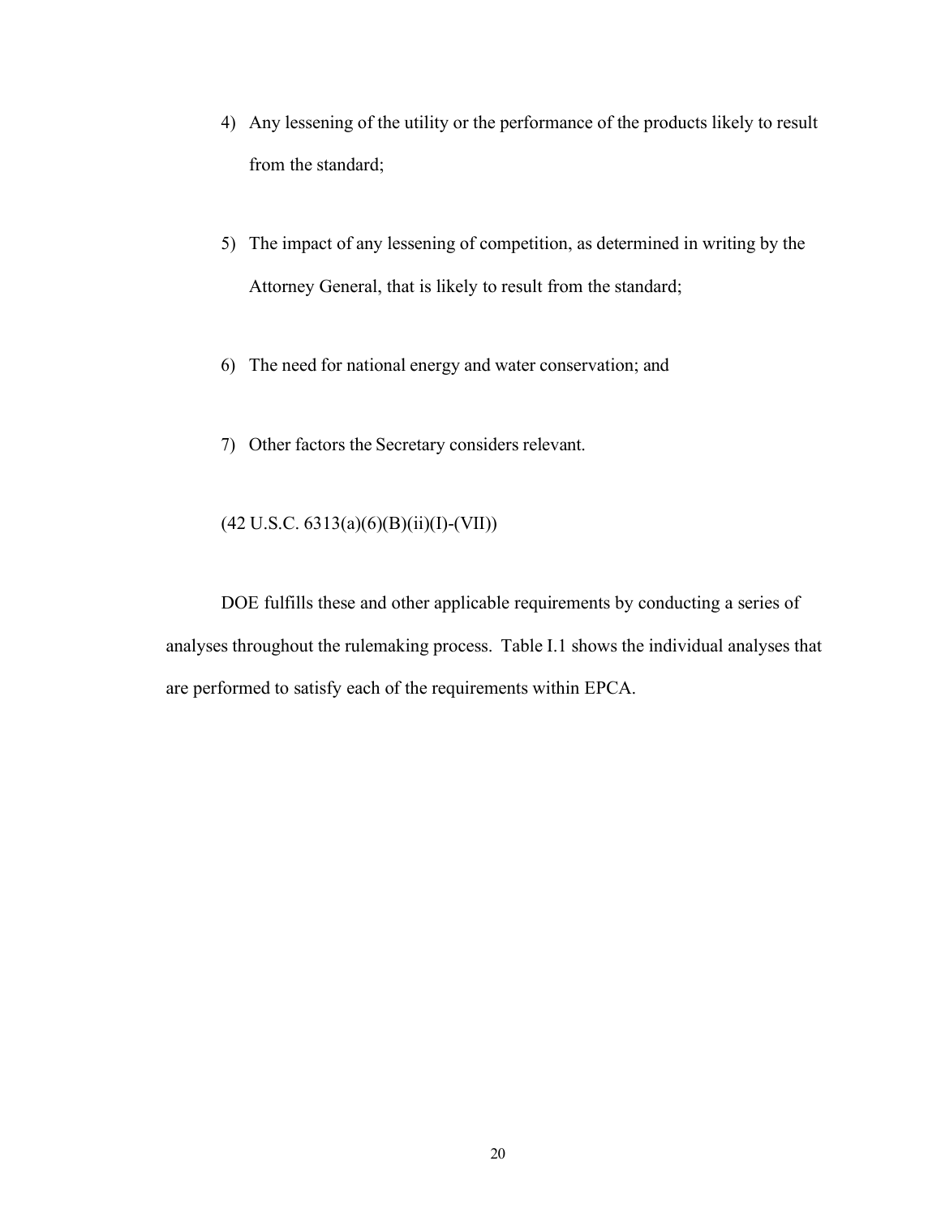4) Any lessening of the utility or the performance of the products likely to result from the standard;

5) The impact of any lessening of competition, as determined in writing by the Attorney General, that is likely to result from the standard;

6) The need for national energy and water conservation; and

7) Other factors the Secretary considers relevant.

(42 U.S.C. 6313(a)(6)(B)(ii)(I)-(VII))

DOE fulfills these and other applicable requirements by conducting a series of analyses throughout the rulemaking process. Table I.1 shows the individual analyses that are performed to satisfy each of the requirements within EPCA.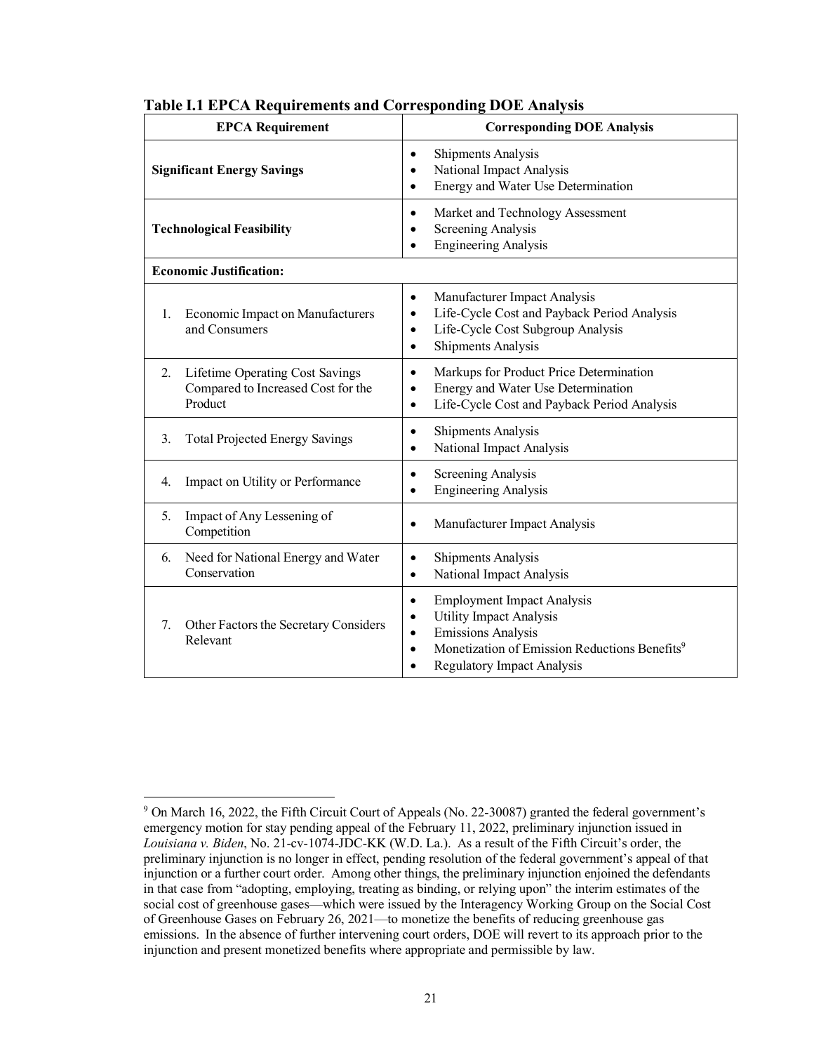**Table I.1 EPCA Requirements and Corresponding DOE Analysis**

| EPCA Requirement | Corresponding DOE Analysis |
|---|---|
| **Significant Energy Savings** | • Shipments Analysis<br>• National Impact Analysis<br>• Energy and Water Use Determination |
| **Technological Feasibility** | • Market and Technology Assessment<br>• Screening Analysis<br>• Engineering Analysis |
| **Economic Justification:** | |
| 1. Economic Impact on Manufacturers and Consumers | • Manufacturer Impact Analysis<br>• Life-Cycle Cost and Payback Period Analysis<br>• Life-Cycle Cost Subgroup Analysis<br>• Shipments Analysis |
| 2. Lifetime Operating Cost Savings Compared to Increased Cost for the Product | • Markups for Product Price Determination<br>• Energy and Water Use Determination<br>• Life-Cycle Cost and Payback Period Analysis |
| 3. Total Projected Energy Savings | • Shipments Analysis<br>• National Impact Analysis |
| 4. Impact on Utility or Performance | • Screening Analysis<br>• Engineering Analysis |
| 5. Impact of Any Lessening of Competition | • Manufacturer Impact Analysis |
| 6. Need for National Energy and Water Conservation | • Shipments Analysis<br>• National Impact Analysis |
| 7. Other Factors the Secretary Considers Relevant | • Employment Impact Analysis<br>• Utility Impact Analysis<br>• Emissions Analysis<br>• Monetization of Emission Reductions Benefits[9]<br>• Regulatory Impact Analysis |

[9] On March 16, 2022, the Fifth Circuit Court of Appeals (No. 22-30087) granted the federal government's emergency motion for stay pending appeal of the February 11, 2022, preliminary injunction issued in *Louisiana v. Biden*, No. 21-cv-1074-JDC-KK (W.D. La.). As a result of the Fifth Circuit's order, the preliminary injunction is no longer in effect, pending resolution of the federal government's appeal of that injunction or a further court order. Among other things, the preliminary injunction enjoined the defendants in that case from "adopting, employing, treating as binding, or relying upon" the interim estimates of the social cost of greenhouse gases—which were issued by the Interagency Working Group on the Social Cost of Greenhouse Gases on February 26, 2021—to monetize the benefits of reducing greenhouse gas emissions. In the absence of further intervening court orders, DOE will revert to its approach prior to the injunction and present monetized benefits where appropriate and permissible by law.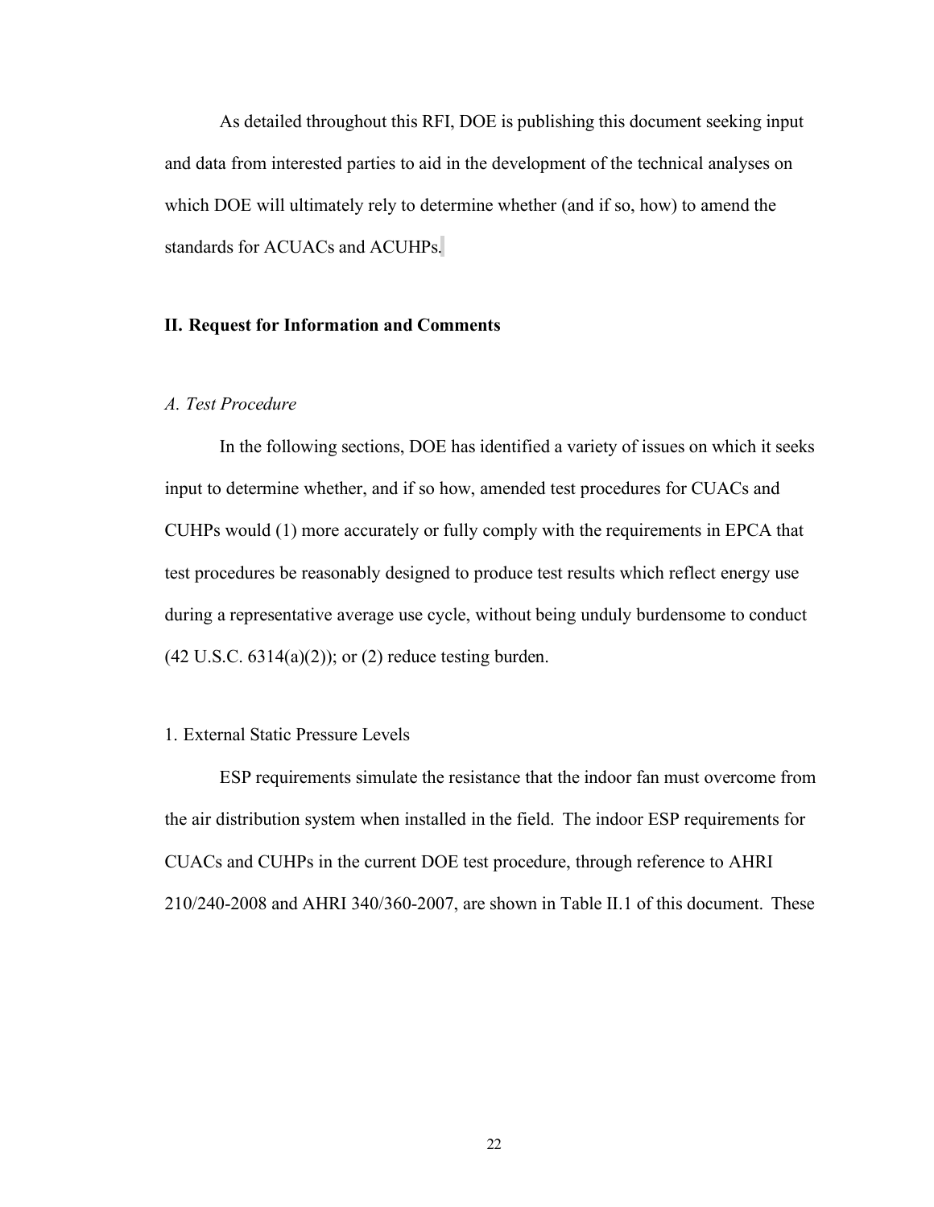As detailed throughout this RFI, DOE is publishing this document seeking input and data from interested parties to aid in the development of the technical analyses on which DOE will ultimately rely to determine whether (and if so, how) to amend the standards for ACUACs and ACUHPs.

## II. Request for Information and Comments

### *A. Test Procedure*

In the following sections, DOE has identified a variety of issues on which it seeks input to determine whether, and if so how, amended test procedures for CUACs and CUHPs would (1) more accurately or fully comply with the requirements in EPCA that test procedures be reasonably designed to produce test results which reflect energy use during a representative average use cycle, without being unduly burdensome to conduct (42 U.S.C. 6314(a)(2)); or (2) reduce testing burden.

#### 1. External Static Pressure Levels

ESP requirements simulate the resistance that the indoor fan must overcome from the air distribution system when installed in the field. The indoor ESP requirements for CUACs and CUHPs in the current DOE test procedure, through reference to AHRI 210/240-2008 and AHRI 340/360-2007, are shown in Table II.1 of this document. These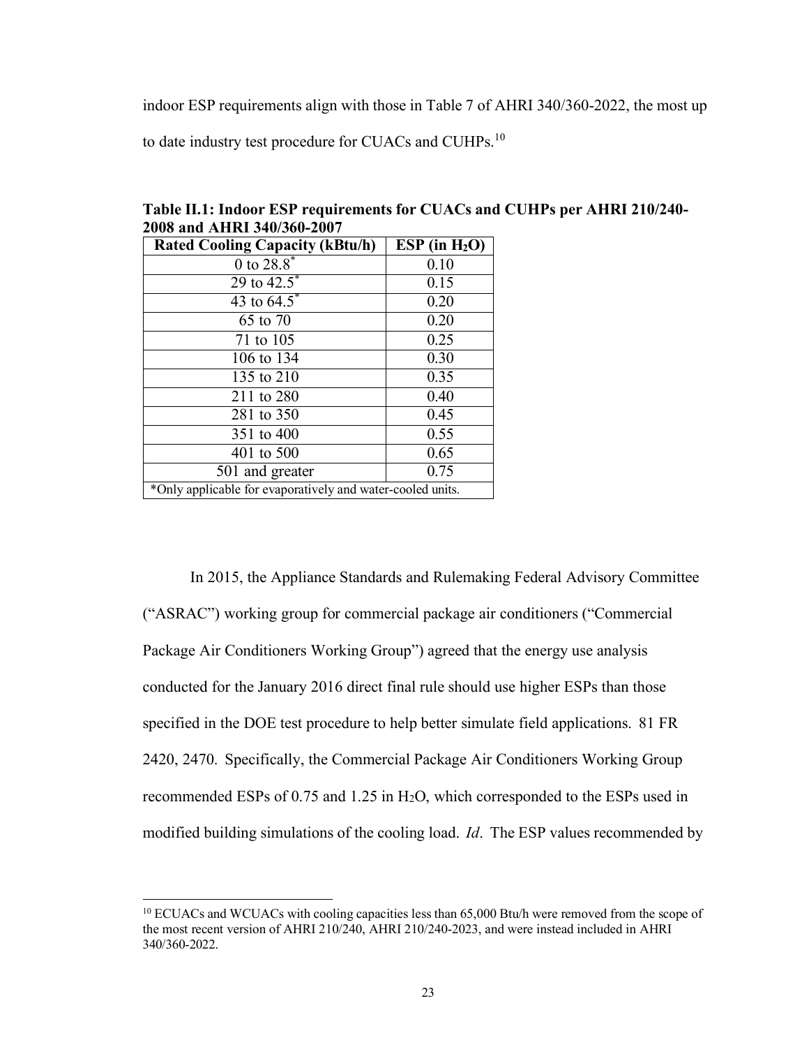indoor ESP requirements align with those in Table 7 of AHRI 340/360-2022, the most up to date industry test procedure for CUACs and CUHPs.[10]

**Table II.1: Indoor ESP requirements for CUACs and CUHPs per AHRI 210/240-2008 and AHRI 340/360-2007**

| Rated Cooling Capacity (kBtu/h) | ESP (in $H_2O$) |
|---|---|
| 0 to 28.8* | 0.10 |
| 29 to 42.5* | 0.15 |
| 43 to 64.5* | 0.20 |
| 65 to 70 | 0.20 |
| 71 to 105 | 0.25 |
| 106 to 134 | 0.30 |
| 135 to 210 | 0.35 |
| 211 to 280 | 0.40 |
| 281 to 350 | 0.45 |
| 351 to 400 | 0.55 |
| 401 to 500 | 0.65 |
| 501 and greater | 0.75 |
| *Only applicable for evaporatively and water-cooled units. | |

In 2015, the Appliance Standards and Rulemaking Federal Advisory Committee ("ASRAC") working group for commercial package air conditioners ("Commercial Package Air Conditioners Working Group") agreed that the energy use analysis conducted for the January 2016 direct final rule should use higher ESPs than those specified in the DOE test procedure to help better simulate field applications. 81 FR 2420, 2470. Specifically, the Commercial Package Air Conditioners Working Group recommended ESPs of 0.75 and 1.25 in $H_2O$, which corresponded to the ESPs used in modified building simulations of the cooling load. *Id*. The ESP values recommended by

[10] ECUACs and WCUACs with cooling capacities less than 65,000 Btu/h were removed from the scope of the most recent version of AHRI 210/240, AHRI 210/240-2023, and were instead included in AHRI 340/360-2022.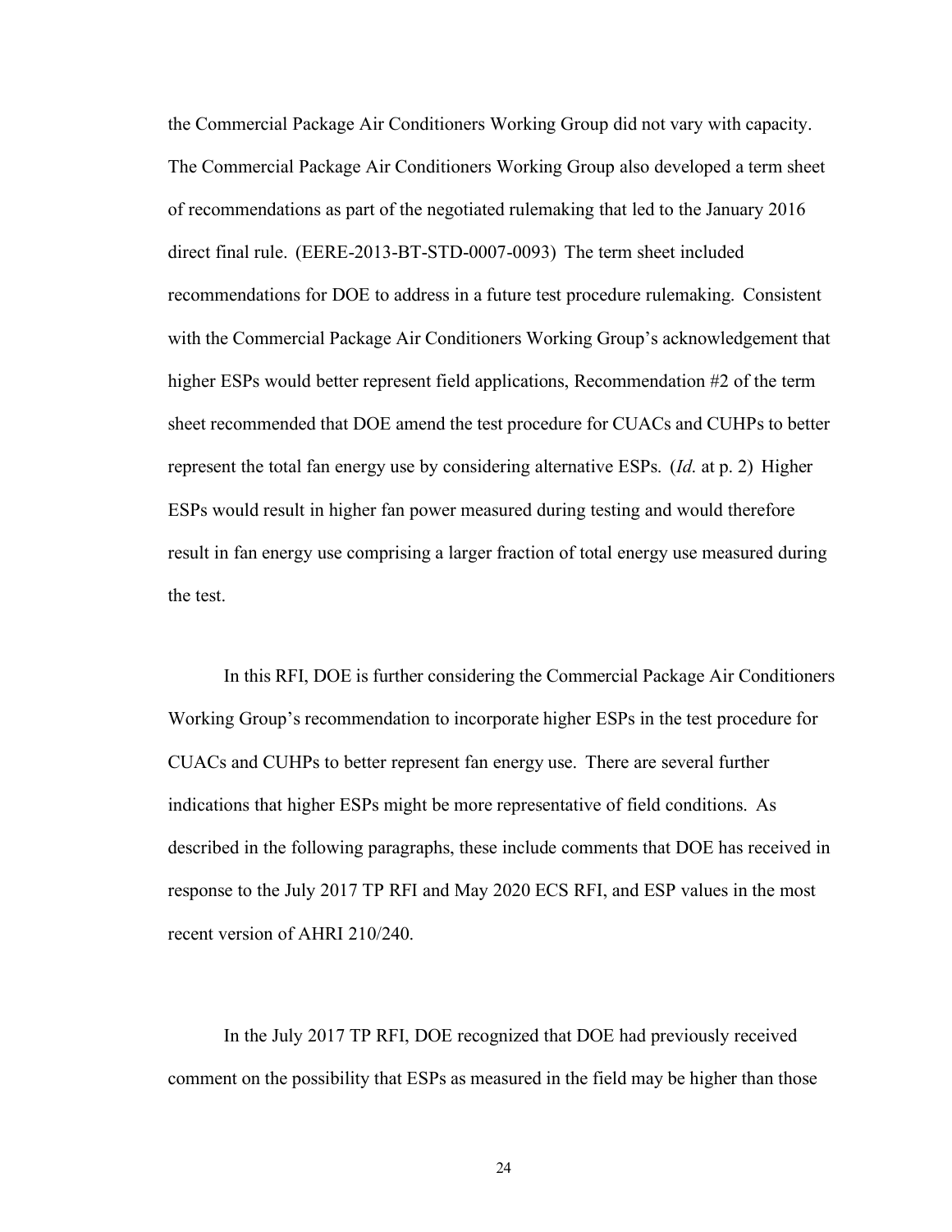the Commercial Package Air Conditioners Working Group did not vary with capacity. The Commercial Package Air Conditioners Working Group also developed a term sheet of recommendations as part of the negotiated rulemaking that led to the January 2016 direct final rule. (EERE-2013-BT-STD-0007-0093) The term sheet included recommendations for DOE to address in a future test procedure rulemaking. Consistent with the Commercial Package Air Conditioners Working Group's acknowledgement that higher ESPs would better represent field applications, Recommendation #2 of the term sheet recommended that DOE amend the test procedure for CUACs and CUHPs to better represent the total fan energy use by considering alternative ESPs. (*Id.* at p. 2) Higher ESPs would result in higher fan power measured during testing and would therefore result in fan energy use comprising a larger fraction of total energy use measured during the test.

In this RFI, DOE is further considering the Commercial Package Air Conditioners Working Group's recommendation to incorporate higher ESPs in the test procedure for CUACs and CUHPs to better represent fan energy use. There are several further indications that higher ESPs might be more representative of field conditions. As described in the following paragraphs, these include comments that DOE has received in response to the July 2017 TP RFI and May 2020 ECS RFI, and ESP values in the most recent version of AHRI 210/240.

In the July 2017 TP RFI, DOE recognized that DOE had previously received comment on the possibility that ESPs as measured in the field may be higher than those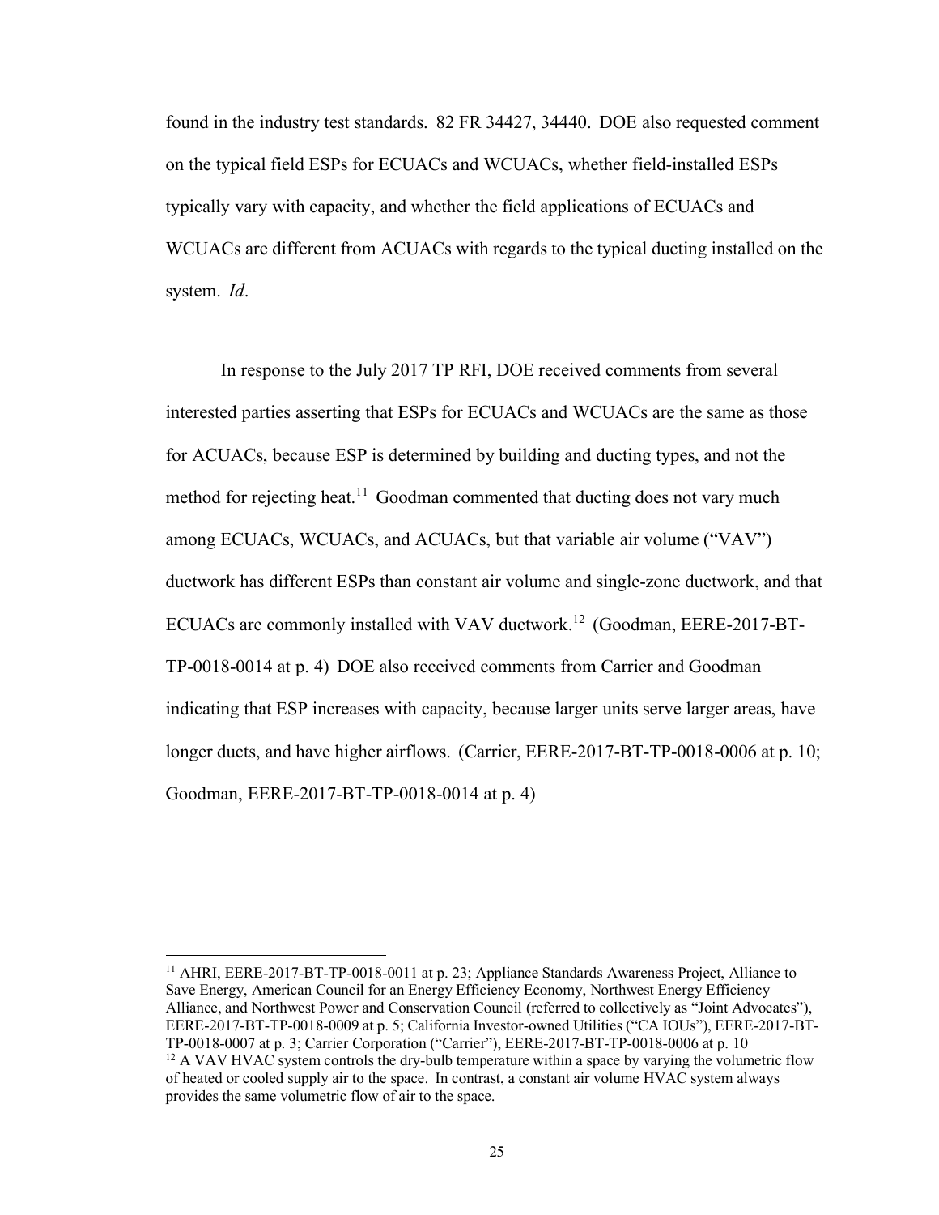found in the industry test standards. 82 FR 34427, 34440. DOE also requested comment on the typical field ESPs for ECUACs and WCUACs, whether field-installed ESPs typically vary with capacity, and whether the field applications of ECUACs and WCUACs are different from ACUACs with regards to the typical ducting installed on the system. *Id*.

In response to the July 2017 TP RFI, DOE received comments from several interested parties asserting that ESPs for ECUACs and WCUACs are the same as those for ACUACs, because ESP is determined by building and ducting types, and not the method for rejecting heat.[11] Goodman commented that ducting does not vary much among ECUACs, WCUACs, and ACUACs, but that variable air volume ("VAV") ductwork has different ESPs than constant air volume and single-zone ductwork, and that ECUACs are commonly installed with VAV ductwork.[12] (Goodman, EERE-2017-BT-TP-0018-0014 at p. 4) DOE also received comments from Carrier and Goodman indicating that ESP increases with capacity, because larger units serve larger areas, have longer ducts, and have higher airflows. (Carrier, EERE-2017-BT-TP-0018-0006 at p. 10; Goodman, EERE-2017-BT-TP-0018-0014 at p. 4)

[11] AHRI, EERE-2017-BT-TP-0018-0011 at p. 23; Appliance Standards Awareness Project, Alliance to Save Energy, American Council for an Energy Efficiency Economy, Northwest Energy Efficiency Alliance, and Northwest Power and Conservation Council (referred to collectively as "Joint Advocates"), EERE-2017-BT-TP-0018-0009 at p. 5; California Investor-owned Utilities ("CA IOUs"), EERE-2017-BT-TP-0018-0007 at p. 3; Carrier Corporation ("Carrier"), EERE-2017-BT-TP-0018-0006 at p. 10

[12] A VAV HVAC system controls the dry-bulb temperature within a space by varying the volumetric flow of heated or cooled supply air to the space. In contrast, a constant air volume HVAC system always provides the same volumetric flow of air to the space.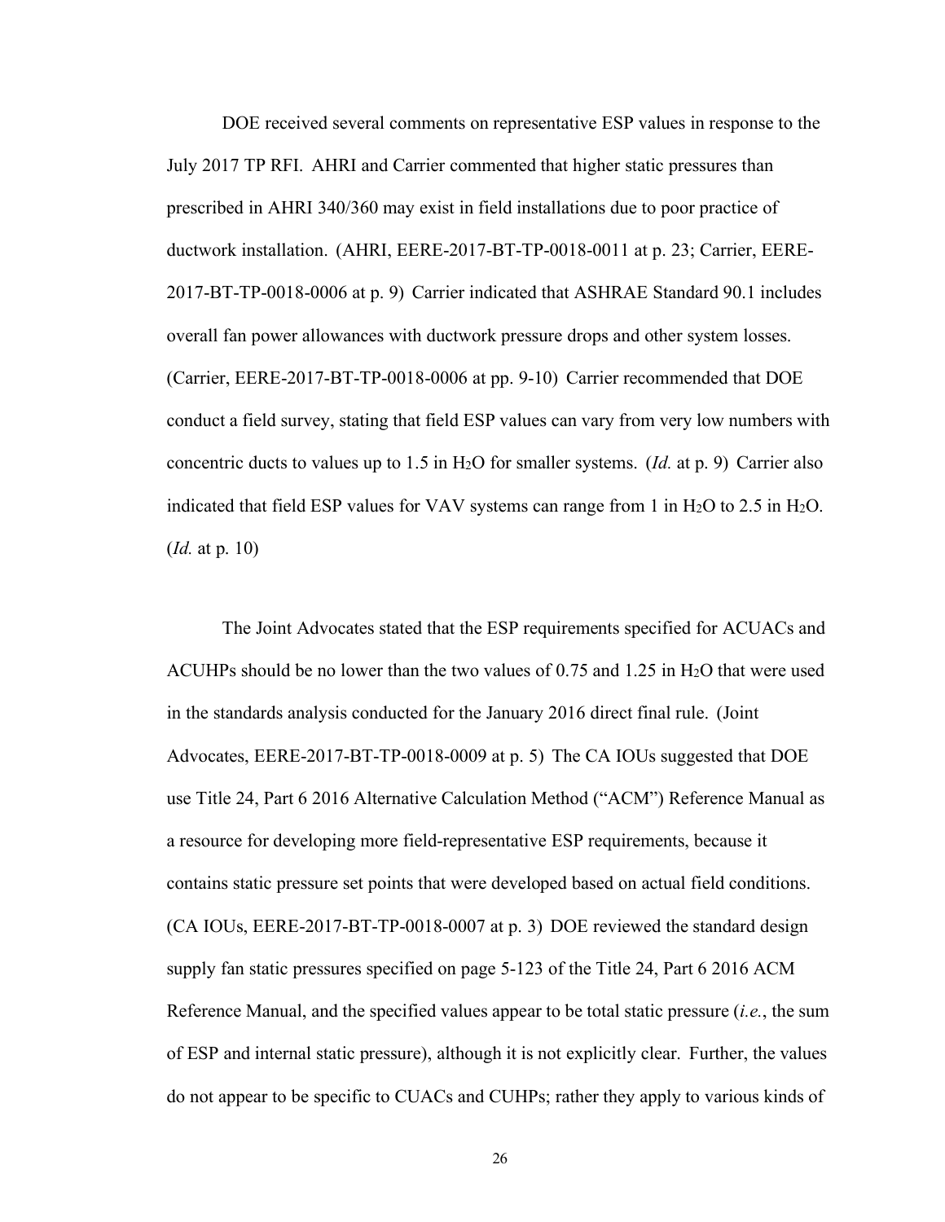DOE received several comments on representative ESP values in response to the July 2017 TP RFI. AHRI and Carrier commented that higher static pressures than prescribed in AHRI 340/360 may exist in field installations due to poor practice of ductwork installation. (AHRI, EERE-2017-BT-TP-0018-0011 at p. 23; Carrier, EERE-2017-BT-TP-0018-0006 at p. 9) Carrier indicated that ASHRAE Standard 90.1 includes overall fan power allowances with ductwork pressure drops and other system losses. (Carrier, EERE-2017-BT-TP-0018-0006 at pp. 9-10) Carrier recommended that DOE conduct a field survey, stating that field ESP values can vary from very low numbers with concentric ducts to values up to 1.5 in $H_2O$ for smaller systems. (*Id.* at p. 9) Carrier also indicated that field ESP values for VAV systems can range from 1 in $H_2O$ to 2.5 in $H_2O$. (*Id.* at p. 10)

The Joint Advocates stated that the ESP requirements specified for ACUACs and ACUHPs should be no lower than the two values of 0.75 and 1.25 in $H_2O$ that were used in the standards analysis conducted for the January 2016 direct final rule. (Joint Advocates, EERE-2017-BT-TP-0018-0009 at p. 5) The CA IOUs suggested that DOE use Title 24, Part 6 2016 Alternative Calculation Method ("ACM") Reference Manual as a resource for developing more field-representative ESP requirements, because it contains static pressure set points that were developed based on actual field conditions. (CA IOUs, EERE-2017-BT-TP-0018-0007 at p. 3) DOE reviewed the standard design supply fan static pressures specified on page 5-123 of the Title 24, Part 6 2016 ACM Reference Manual, and the specified values appear to be total static pressure (*i.e.*, the sum of ESP and internal static pressure), although it is not explicitly clear. Further, the values do not appear to be specific to CUACs and CUHPs; rather they apply to various kinds of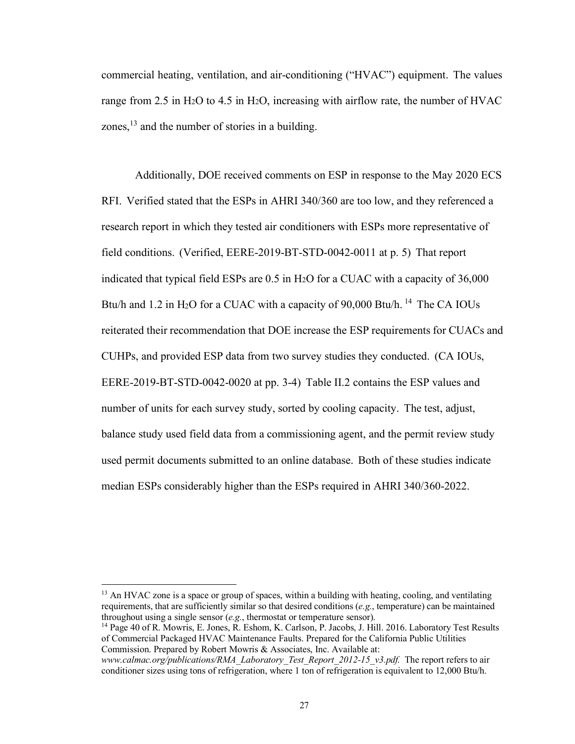commercial heating, ventilation, and air-conditioning ("HVAC") equipment. The values range from 2.5 in $H_2O$ to 4.5 in $H_2O$, increasing with airflow rate, the number of HVAC zones,[13] and the number of stories in a building.

Additionally, DOE received comments on ESP in response to the May 2020 ECS RFI. Verified stated that the ESPs in AHRI 340/360 are too low, and they referenced a research report in which they tested air conditioners with ESPs more representative of field conditions. (Verified, EERE-2019-BT-STD-0042-0011 at p. 5) That report indicated that typical field ESPs are 0.5 in $H_2O$ for a CUAC with a capacity of 36,000 Btu/h and 1.2 in $H_2O$ for a CUAC with a capacity of 90,000 Btu/h.[14] The CA IOUs reiterated their recommendation that DOE increase the ESP requirements for CUACs and CUHPs, and provided ESP data from two survey studies they conducted. (CA IOUs, EERE-2019-BT-STD-0042-0020 at pp. 3-4) Table II.2 contains the ESP values and number of units for each survey study, sorted by cooling capacity. The test, adjust, balance study used field data from a commissioning agent, and the permit review study used permit documents submitted to an online database. Both of these studies indicate median ESPs considerably higher than the ESPs required in AHRI 340/360-2022.

---

[13] An HVAC zone is a space or group of spaces, within a building with heating, cooling, and ventilating requirements, that are sufficiently similar so that desired conditions (*e.g.*, temperature) can be maintained throughout using a single sensor (*e.g.*, thermostat or temperature sensor).

[14] Page 40 of R. Mowris, E. Jones, R. Eshom, K. Carlson, P. Jacobs, J. Hill. 2016. Laboratory Test Results of Commercial Packaged HVAC Maintenance Faults. Prepared for the California Public Utilities Commission. Prepared by Robert Mowris & Associates, Inc. Available at: *www.calmac.org/publications/RMA_Laboratory_Test_Report_2012-15_v3.pdf.* The report refers to air conditioner sizes using tons of refrigeration, where 1 ton of refrigeration is equivalent to 12,000 Btu/h.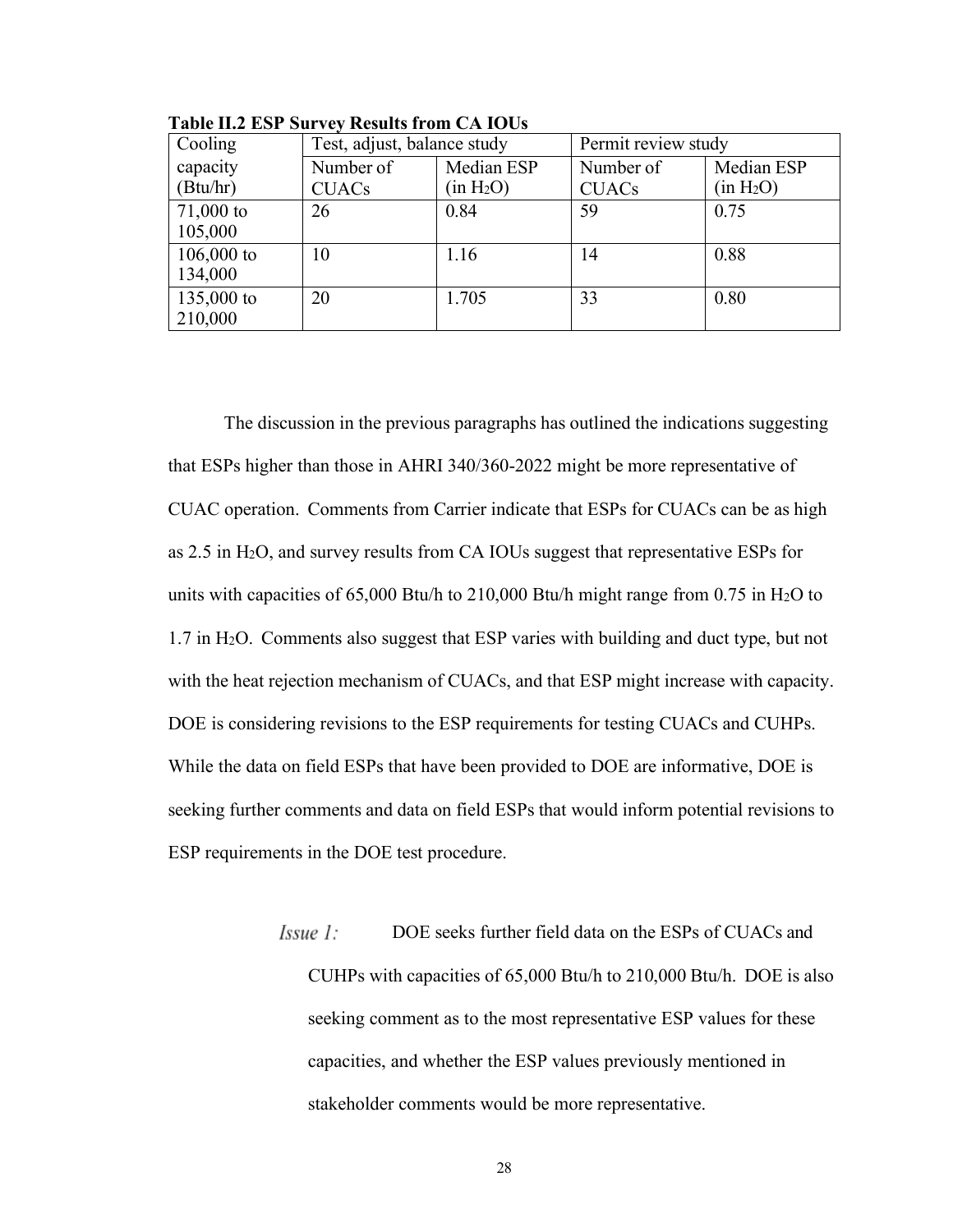**Table II.2 ESP Survey Results from CA IOUs**

| Cooling capacity (Btu/hr) | Test, adjust, balance study | | Permit review study | |
|---|---|---|---|---|
| | Number of CUACs | Median ESP (in $H_2O$) | Number of CUACs | Median ESP (in $H_2O$) |
| 71,000 to 105,000 | 26 | 0.84 | 59 | 0.75 |
| 106,000 to 134,000 | 10 | 1.16 | 14 | 0.88 |
| 135,000 to 210,000 | 20 | 1.705 | 33 | 0.80 |

The discussion in the previous paragraphs has outlined the indications suggesting that ESPs higher than those in AHRI 340/360-2022 might be more representative of CUAC operation. Comments from Carrier indicate that ESPs for CUACs can be as high as 2.5 in $H_2O$, and survey results from CA IOUs suggest that representative ESPs for units with capacities of 65,000 Btu/h to 210,000 Btu/h might range from 0.75 in $H_2O$ to 1.7 in $H_2O$. Comments also suggest that ESP varies with building and duct type, but not with the heat rejection mechanism of CUACs, and that ESP might increase with capacity. DOE is considering revisions to the ESP requirements for testing CUACs and CUHPs. While the data on field ESPs that have been provided to DOE are informative, DOE is seeking further comments and data on field ESPs that would inform potential revisions to ESP requirements in the DOE test procedure.

*Issue 1:* DOE seeks further field data on the ESPs of CUACs and CUHPs with capacities of 65,000 Btu/h to 210,000 Btu/h. DOE is also seeking comment as to the most representative ESP values for these capacities, and whether the ESP values previously mentioned in stakeholder comments would be more representative.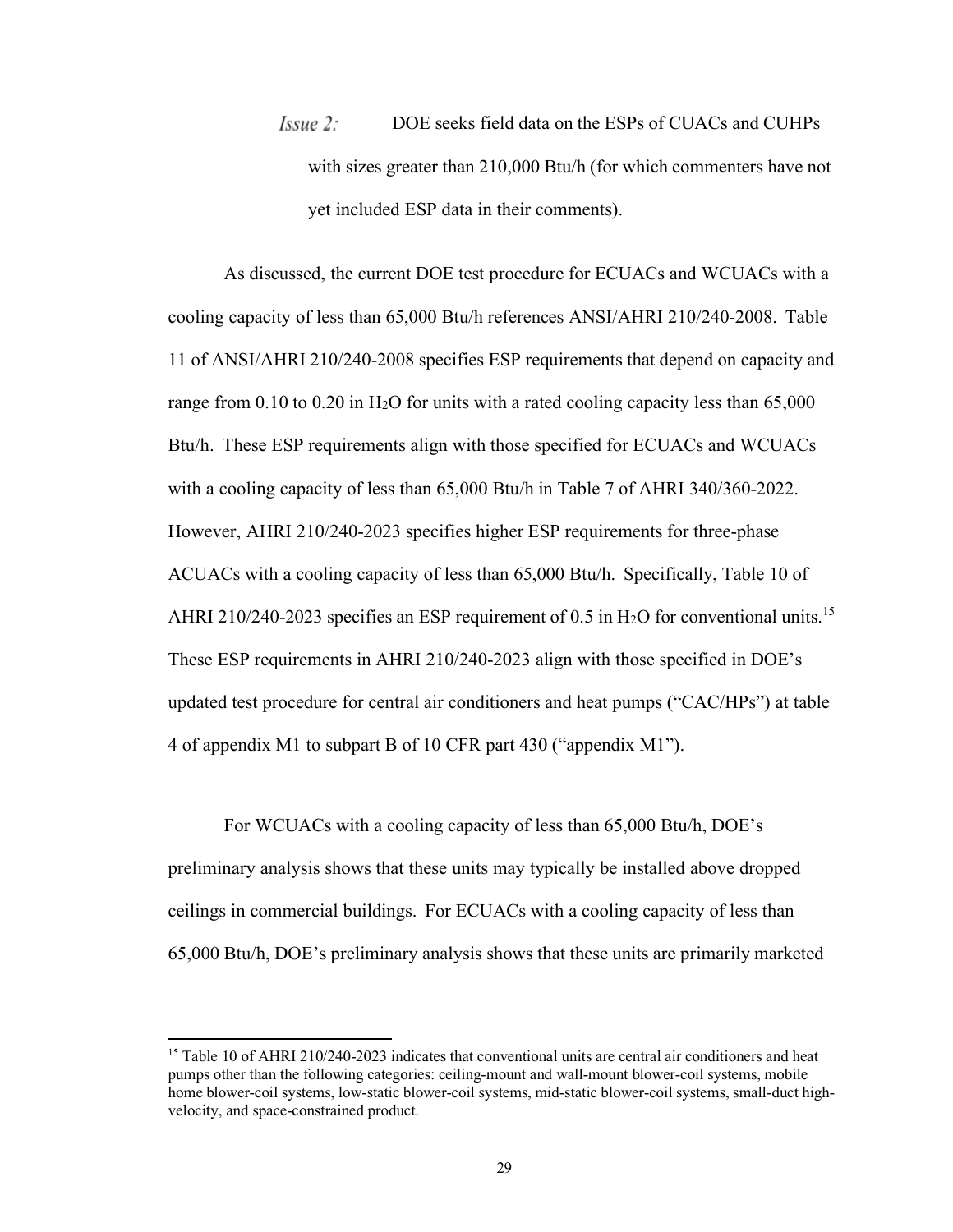*Issue 2:* DOE seeks field data on the ESPs of CUACs and CUHPs with sizes greater than 210,000 Btu/h (for which commenters have not yet included ESP data in their comments).

As discussed, the current DOE test procedure for ECUACs and WCUACs with a cooling capacity of less than 65,000 Btu/h references ANSI/AHRI 210/240-2008. Table 11 of ANSI/AHRI 210/240-2008 specifies ESP requirements that depend on capacity and range from 0.10 to 0.20 in $H_2O$ for units with a rated cooling capacity less than 65,000 Btu/h. These ESP requirements align with those specified for ECUACs and WCUACs with a cooling capacity of less than 65,000 Btu/h in Table 7 of AHRI 340/360-2022. However, AHRI 210/240-2023 specifies higher ESP requirements for three-phase ACUACs with a cooling capacity of less than 65,000 Btu/h. Specifically, Table 10 of AHRI 210/240-2023 specifies an ESP requirement of 0.5 in $H_2O$ for conventional units.[15] These ESP requirements in AHRI 210/240-2023 align with those specified in DOE's updated test procedure for central air conditioners and heat pumps ("CAC/HPs") at table 4 of appendix M1 to subpart B of 10 CFR part 430 ("appendix M1").

For WCUACs with a cooling capacity of less than 65,000 Btu/h, DOE's preliminary analysis shows that these units may typically be installed above dropped ceilings in commercial buildings. For ECUACs with a cooling capacity of less than 65,000 Btu/h, DOE's preliminary analysis shows that these units are primarily marketed

[15] Table 10 of AHRI 210/240-2023 indicates that conventional units are central air conditioners and heat pumps other than the following categories: ceiling-mount and wall-mount blower-coil systems, mobile home blower-coil systems, low-static blower-coil systems, mid-static blower-coil systems, small-duct high-velocity, and space-constrained product.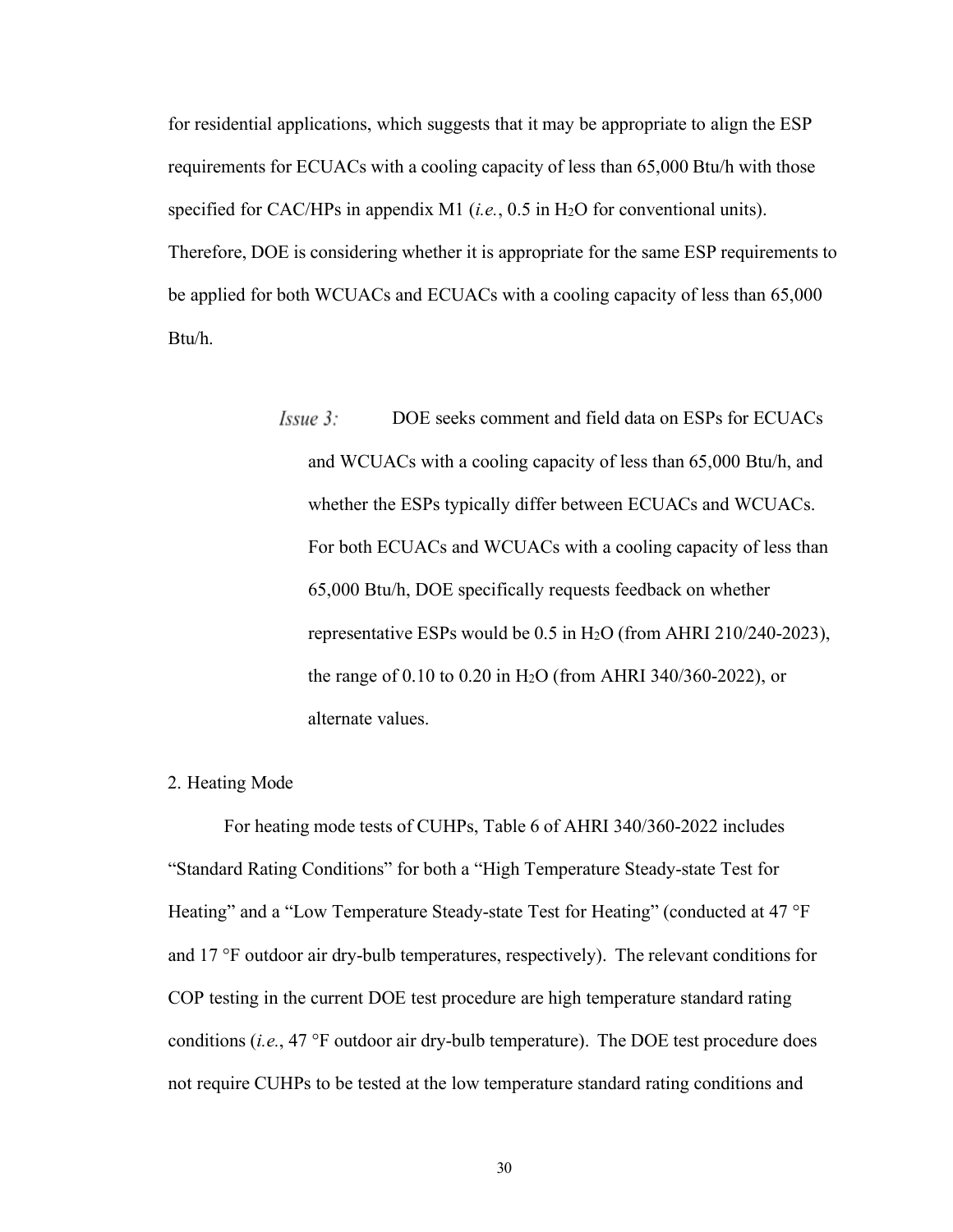for residential applications, which suggests that it may be appropriate to align the ESP requirements for ECUACs with a cooling capacity of less than 65,000 Btu/h with those specified for CAC/HPs in appendix M1 (*i.e.*, 0.5 in $H_2O$ for conventional units). Therefore, DOE is considering whether it is appropriate for the same ESP requirements to be applied for both WCUACs and ECUACs with a cooling capacity of less than 65,000 Btu/h.

> *Issue 3:* DOE seeks comment and field data on ESPs for ECUACs and WCUACs with a cooling capacity of less than 65,000 Btu/h, and whether the ESPs typically differ between ECUACs and WCUACs. For both ECUACs and WCUACs with a cooling capacity of less than 65,000 Btu/h, DOE specifically requests feedback on whether representative ESPs would be 0.5 in $H_2O$ (from AHRI 210/240-2023), the range of 0.10 to 0.20 in $H_2O$ (from AHRI 340/360-2022), or alternate values.

2. Heating Mode

For heating mode tests of CUHPs, Table 6 of AHRI 340/360-2022 includes "Standard Rating Conditions" for both a "High Temperature Steady-state Test for Heating" and a "Low Temperature Steady-state Test for Heating" (conducted at 47 °F and 17 °F outdoor air dry-bulb temperatures, respectively). The relevant conditions for COP testing in the current DOE test procedure are high temperature standard rating conditions (*i.e.*, 47 °F outdoor air dry-bulb temperature). The DOE test procedure does not require CUHPs to be tested at the low temperature standard rating conditions and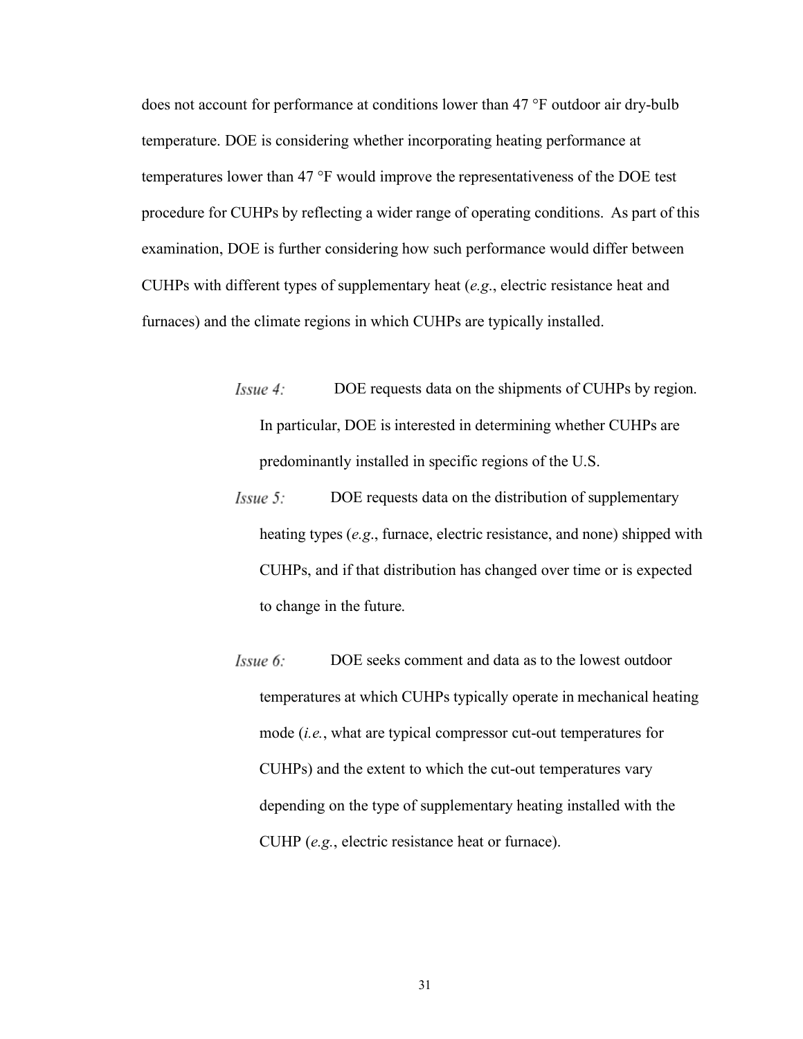does not account for performance at conditions lower than 47 °F outdoor air dry-bulb temperature. DOE is considering whether incorporating heating performance at temperatures lower than 47 °F would improve the representativeness of the DOE test procedure for CUHPs by reflecting a wider range of operating conditions. As part of this examination, DOE is further considering how such performance would differ between CUHPs with different types of supplementary heat (*e.g.*, electric resistance heat and furnaces) and the climate regions in which CUHPs are typically installed.

> *Issue 4:* DOE requests data on the shipments of CUHPs by region. In particular, DOE is interested in determining whether CUHPs are predominantly installed in specific regions of the U.S.

> *Issue 5:* DOE requests data on the distribution of supplementary heating types (*e.g.*, furnace, electric resistance, and none) shipped with CUHPs, and if that distribution has changed over time or is expected to change in the future.

> *Issue 6:* DOE seeks comment and data as to the lowest outdoor temperatures at which CUHPs typically operate in mechanical heating mode (*i.e.*, what are typical compressor cut-out temperatures for CUHPs) and the extent to which the cut-out temperatures vary depending on the type of supplementary heating installed with the CUHP (*e.g.*, electric resistance heat or furnace).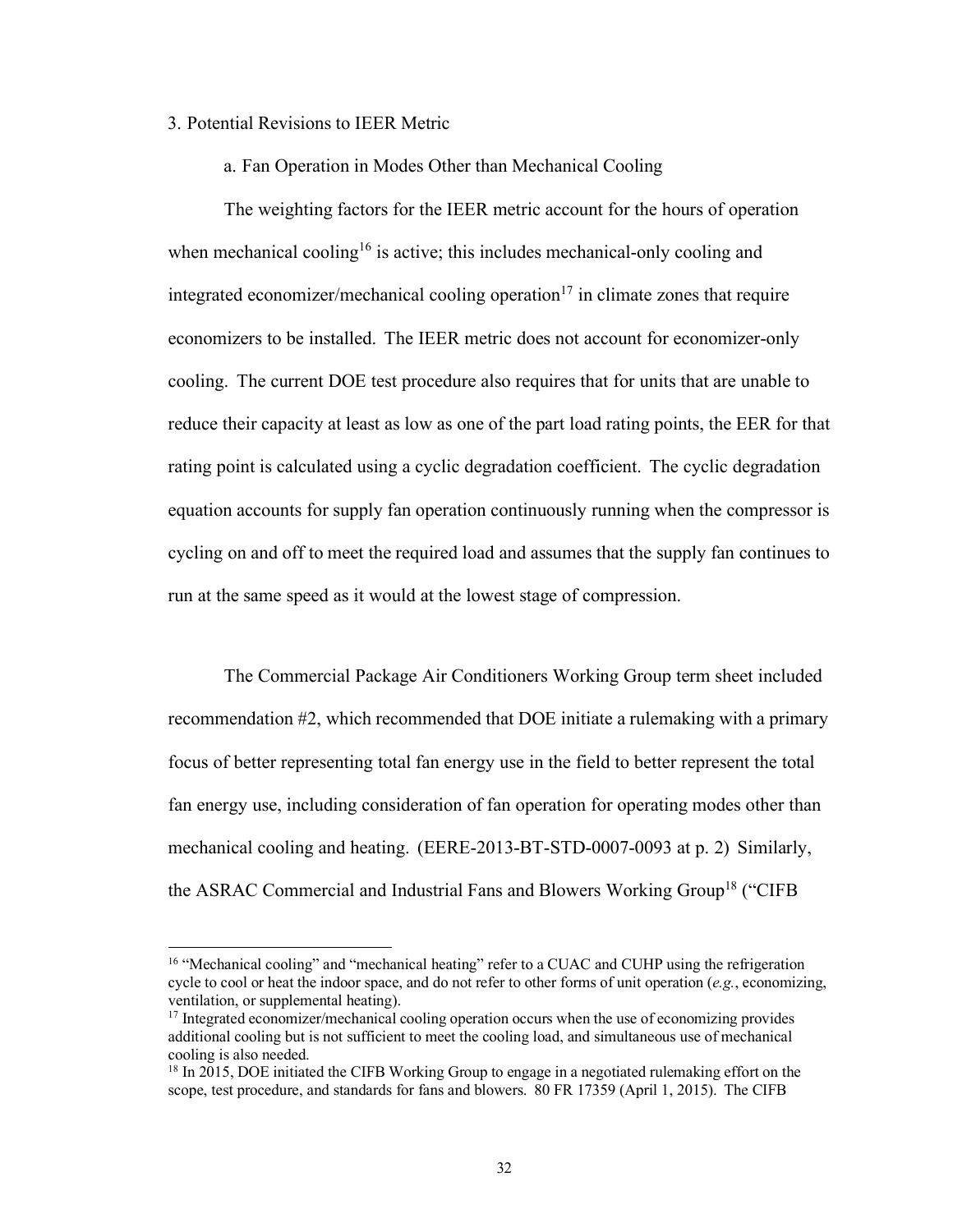### 3. Potential Revisions to IEER Metric

#### a. Fan Operation in Modes Other than Mechanical Cooling

The weighting factors for the IEER metric account for the hours of operation when mechanical cooling[16] is active; this includes mechanical-only cooling and integrated economizer/mechanical cooling operation[17] in climate zones that require economizers to be installed. The IEER metric does not account for economizer-only cooling. The current DOE test procedure also requires that for units that are unable to reduce their capacity at least as low as one of the part load rating points, the EER for that rating point is calculated using a cyclic degradation coefficient. The cyclic degradation equation accounts for supply fan operation continuously running when the compressor is cycling on and off to meet the required load and assumes that the supply fan continues to run at the same speed as it would at the lowest stage of compression.

The Commercial Package Air Conditioners Working Group term sheet included recommendation #2, which recommended that DOE initiate a rulemaking with a primary focus of better representing total fan energy use in the field to better represent the total fan energy use, including consideration of fan operation for operating modes other than mechanical cooling and heating. (EERE-2013-BT-STD-0007-0093 at p. 2) Similarly, the ASRAC Commercial and Industrial Fans and Blowers Working Group[18] ("CIFB

---

[16] "Mechanical cooling" and "mechanical heating" refer to a CUAC and CUHP using the refrigeration cycle to cool or heat the indoor space, and do not refer to other forms of unit operation (*e.g.*, economizing, ventilation, or supplemental heating).

[17] Integrated economizer/mechanical cooling operation occurs when the use of economizing provides additional cooling but is not sufficient to meet the cooling load, and simultaneous use of mechanical cooling is also needed.

[18] In 2015, DOE initiated the CIFB Working Group to engage in a negotiated rulemaking effort on the scope, test procedure, and standards for fans and blowers. 80 FR 17359 (April 1, 2015). The CIFB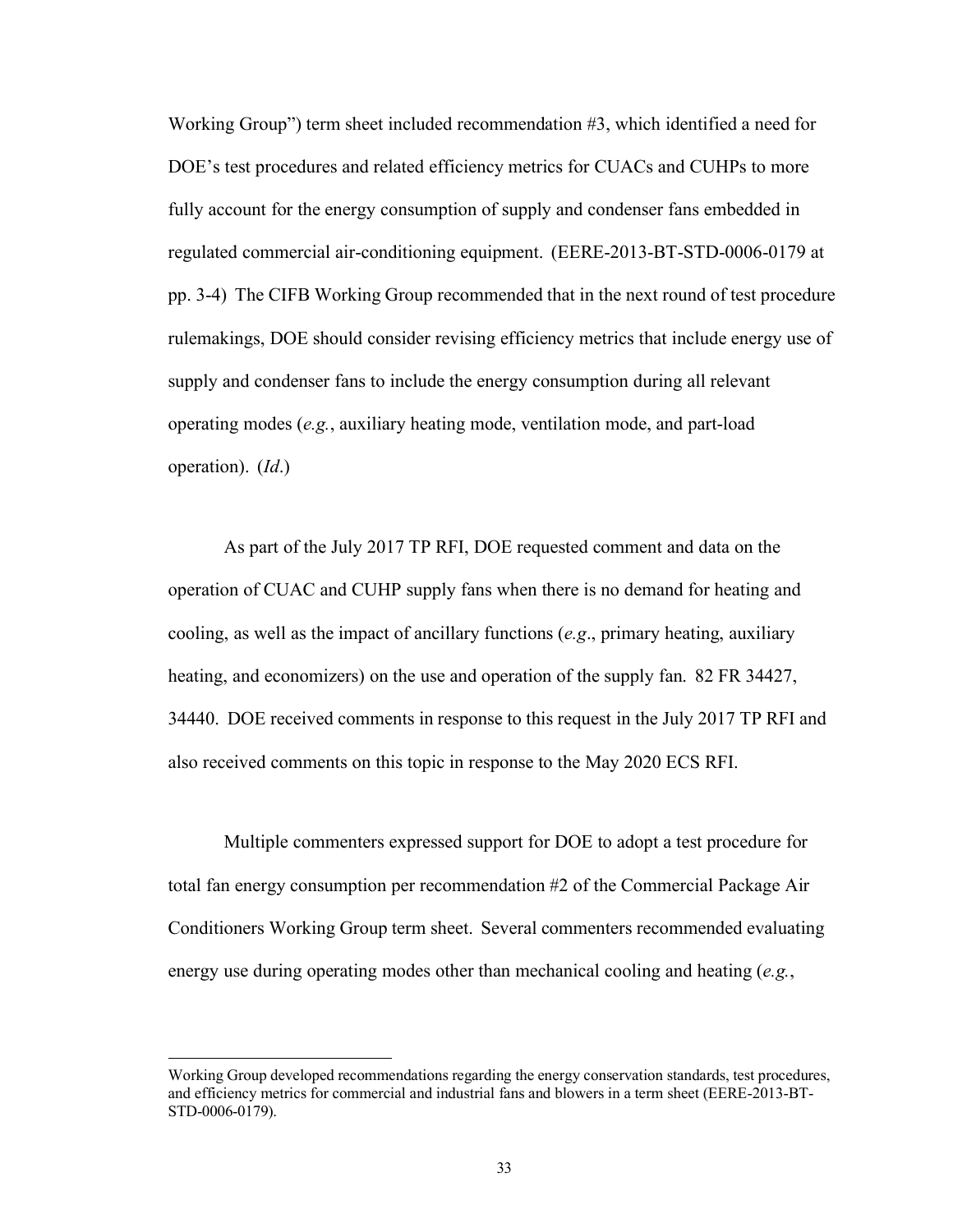Working Group") term sheet included recommendation #3, which identified a need for DOE's test procedures and related efficiency metrics for CUACs and CUHPs to more fully account for the energy consumption of supply and condenser fans embedded in regulated commercial air-conditioning equipment. (EERE-2013-BT-STD-0006-0179 at pp. 3-4) The CIFB Working Group recommended that in the next round of test procedure rulemakings, DOE should consider revising efficiency metrics that include energy use of supply and condenser fans to include the energy consumption during all relevant operating modes (*e.g.*, auxiliary heating mode, ventilation mode, and part-load operation). (*Id*.)

As part of the July 2017 TP RFI, DOE requested comment and data on the operation of CUAC and CUHP supply fans when there is no demand for heating and cooling, as well as the impact of ancillary functions (*e.g*., primary heating, auxiliary heating, and economizers) on the use and operation of the supply fan. 82 FR 34427, 34440. DOE received comments in response to this request in the July 2017 TP RFI and also received comments on this topic in response to the May 2020 ECS RFI.

Multiple commenters expressed support for DOE to adopt a test procedure for total fan energy consumption per recommendation #2 of the Commercial Package Air Conditioners Working Group term sheet. Several commenters recommended evaluating energy use during operating modes other than mechanical cooling and heating (*e.g.*,

---

Working Group developed recommendations regarding the energy conservation standards, test procedures, and efficiency metrics for commercial and industrial fans and blowers in a term sheet (EERE-2013-BT-STD-0006-0179).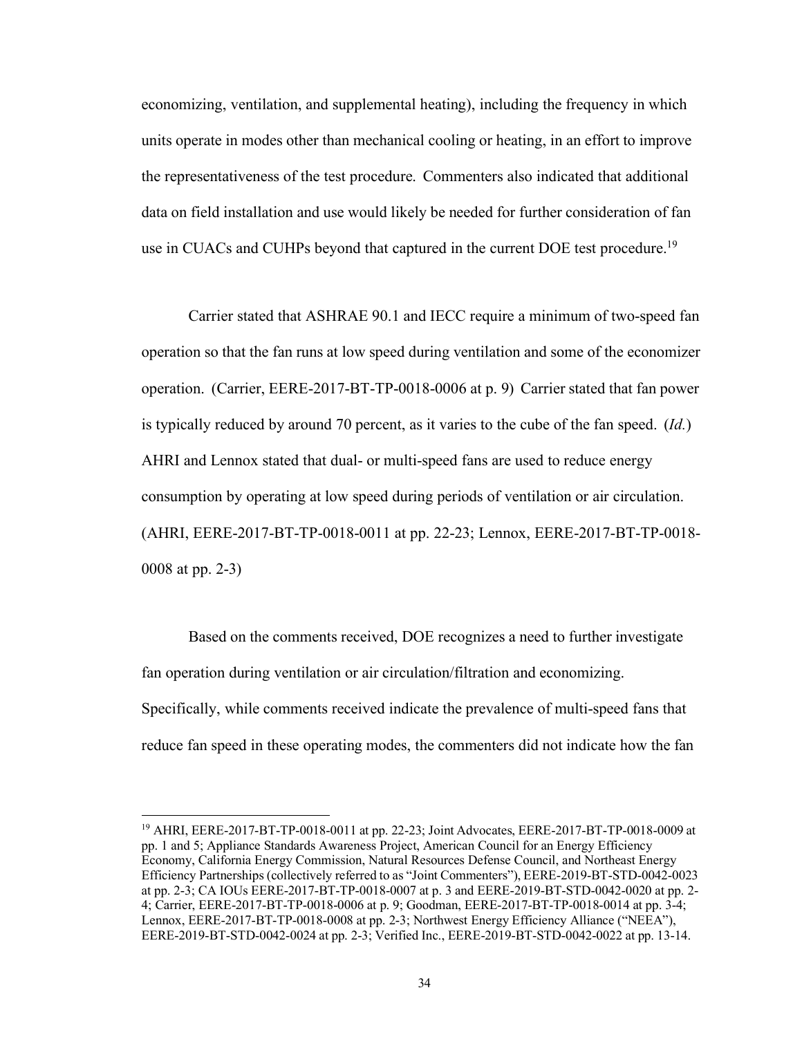economizing, ventilation, and supplemental heating), including the frequency in which units operate in modes other than mechanical cooling or heating, in an effort to improve the representativeness of the test procedure. Commenters also indicated that additional data on field installation and use would likely be needed for further consideration of fan use in CUACs and CUHPs beyond that captured in the current DOE test procedure.[19]

Carrier stated that ASHRAE 90.1 and IECC require a minimum of two-speed fan operation so that the fan runs at low speed during ventilation and some of the economizer operation. (Carrier, EERE-2017-BT-TP-0018-0006 at p. 9) Carrier stated that fan power is typically reduced by around 70 percent, as it varies to the cube of the fan speed. (*Id.*) AHRI and Lennox stated that dual- or multi-speed fans are used to reduce energy consumption by operating at low speed during periods of ventilation or air circulation. (AHRI, EERE-2017-BT-TP-0018-0011 at pp. 22-23; Lennox, EERE-2017-BT-TP-0018-0008 at pp. 2-3)

Based on the comments received, DOE recognizes a need to further investigate fan operation during ventilation or air circulation/filtration and economizing. Specifically, while comments received indicate the prevalence of multi-speed fans that reduce fan speed in these operating modes, the commenters did not indicate how the fan

[19] AHRI, EERE-2017-BT-TP-0018-0011 at pp. 22-23; Joint Advocates, EERE-2017-BT-TP-0018-0009 at pp. 1 and 5; Appliance Standards Awareness Project, American Council for an Energy Efficiency Economy, California Energy Commission, Natural Resources Defense Council, and Northeast Energy Efficiency Partnerships (collectively referred to as "Joint Commenters"), EERE-2019-BT-STD-0042-0023 at pp. 2-3; CA IOUs EERE-2017-BT-TP-0018-0007 at p. 3 and EERE-2019-BT-STD-0042-0020 at pp. 2-4; Carrier, EERE-2017-BT-TP-0018-0006 at p. 9; Goodman, EERE-2017-BT-TP-0018-0014 at pp. 3-4; Lennox, EERE-2017-BT-TP-0018-0008 at pp. 2-3; Northwest Energy Efficiency Alliance ("NEEA"), EERE-2019-BT-STD-0042-0024 at pp. 2-3; Verified Inc., EERE-2019-BT-STD-0042-0022 at pp. 13-14.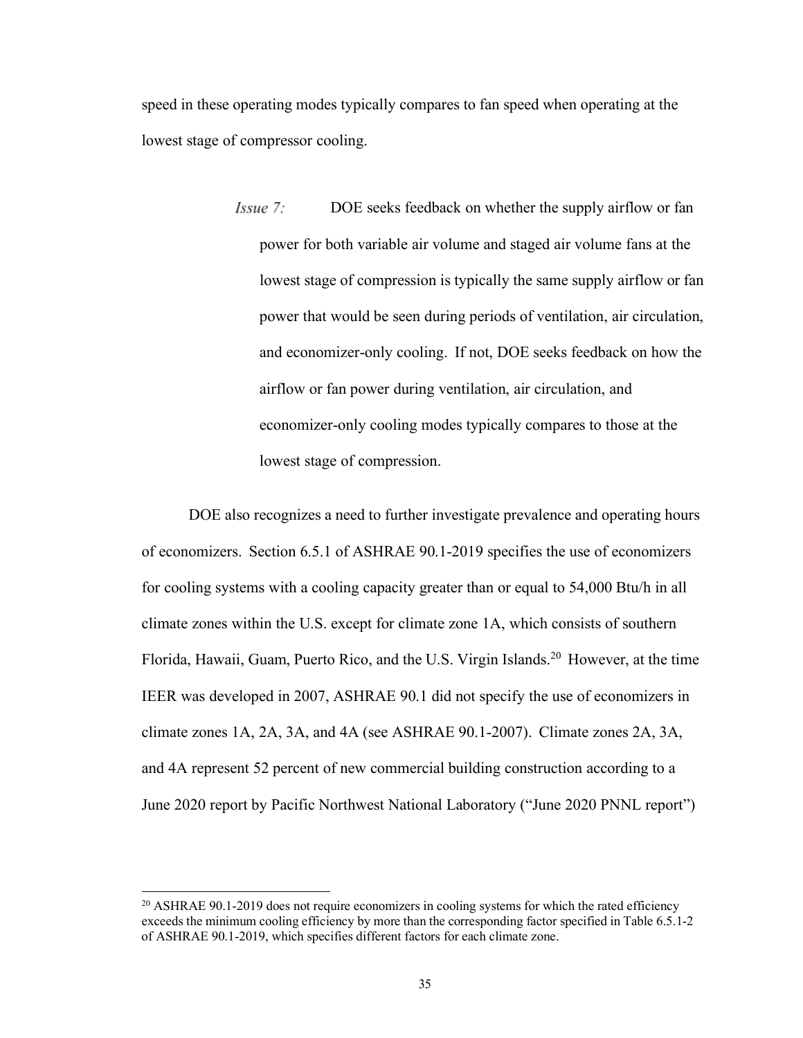speed in these operating modes typically compares to fan speed when operating at the lowest stage of compressor cooling.

> *Issue 7:* DOE seeks feedback on whether the supply airflow or fan power for both variable air volume and staged air volume fans at the lowest stage of compression is typically the same supply airflow or fan power that would be seen during periods of ventilation, air circulation, and economizer-only cooling. If not, DOE seeks feedback on how the airflow or fan power during ventilation, air circulation, and economizer-only cooling modes typically compares to those at the lowest stage of compression.

DOE also recognizes a need to further investigate prevalence and operating hours of economizers. Section 6.5.1 of ASHRAE 90.1-2019 specifies the use of economizers for cooling systems with a cooling capacity greater than or equal to 54,000 Btu/h in all climate zones within the U.S. except for climate zone 1A, which consists of southern Florida, Hawaii, Guam, Puerto Rico, and the U.S. Virgin Islands.[20] However, at the time IEER was developed in 2007, ASHRAE 90.1 did not specify the use of economizers in climate zones 1A, 2A, 3A, and 4A (see ASHRAE 90.1-2007). Climate zones 2A, 3A, and 4A represent 52 percent of new commercial building construction according to a June 2020 report by Pacific Northwest National Laboratory ("June 2020 PNNL report")

[20] ASHRAE 90.1-2019 does not require economizers in cooling systems for which the rated efficiency exceeds the minimum cooling efficiency by more than the corresponding factor specified in Table 6.5.1-2 of ASHRAE 90.1-2019, which specifies different factors for each climate zone.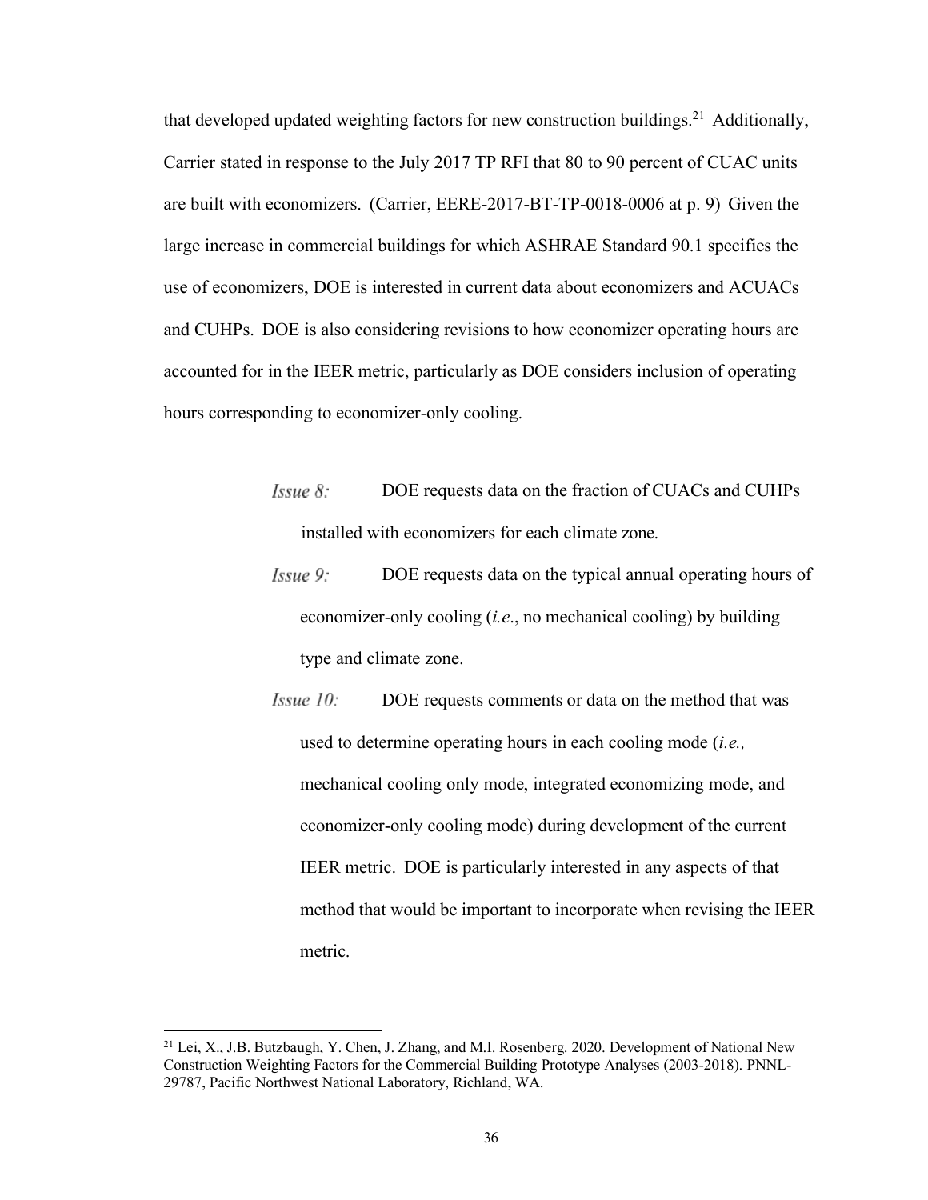that developed updated weighting factors for new construction buildings.[21] Additionally, Carrier stated in response to the July 2017 TP RFI that 80 to 90 percent of CUAC units are built with economizers. (Carrier, EERE-2017-BT-TP-0018-0006 at p. 9) Given the large increase in commercial buildings for which ASHRAE Standard 90.1 specifies the use of economizers, DOE is interested in current data about economizers and ACUACs and CUHPs. DOE is also considering revisions to how economizer operating hours are accounted for in the IEER metric, particularly as DOE considers inclusion of operating hours corresponding to economizer-only cooling.

> *Issue 8:* DOE requests data on the fraction of CUACs and CUHPs installed with economizers for each climate zone.

> *Issue 9:* DOE requests data on the typical annual operating hours of economizer-only cooling (*i.e*., no mechanical cooling) by building type and climate zone.

> *Issue 10:* DOE requests comments or data on the method that was used to determine operating hours in each cooling mode (*i.e.,* mechanical cooling only mode, integrated economizing mode, and economizer-only cooling mode) during development of the current IEER metric. DOE is particularly interested in any aspects of that method that would be important to incorporate when revising the IEER metric.

---

[21] Lei, X., J.B. Butzbaugh, Y. Chen, J. Zhang, and M.I. Rosenberg. 2020. Development of National New Construction Weighting Factors for the Commercial Building Prototype Analyses (2003-2018). PNNL-29787, Pacific Northwest National Laboratory, Richland, WA.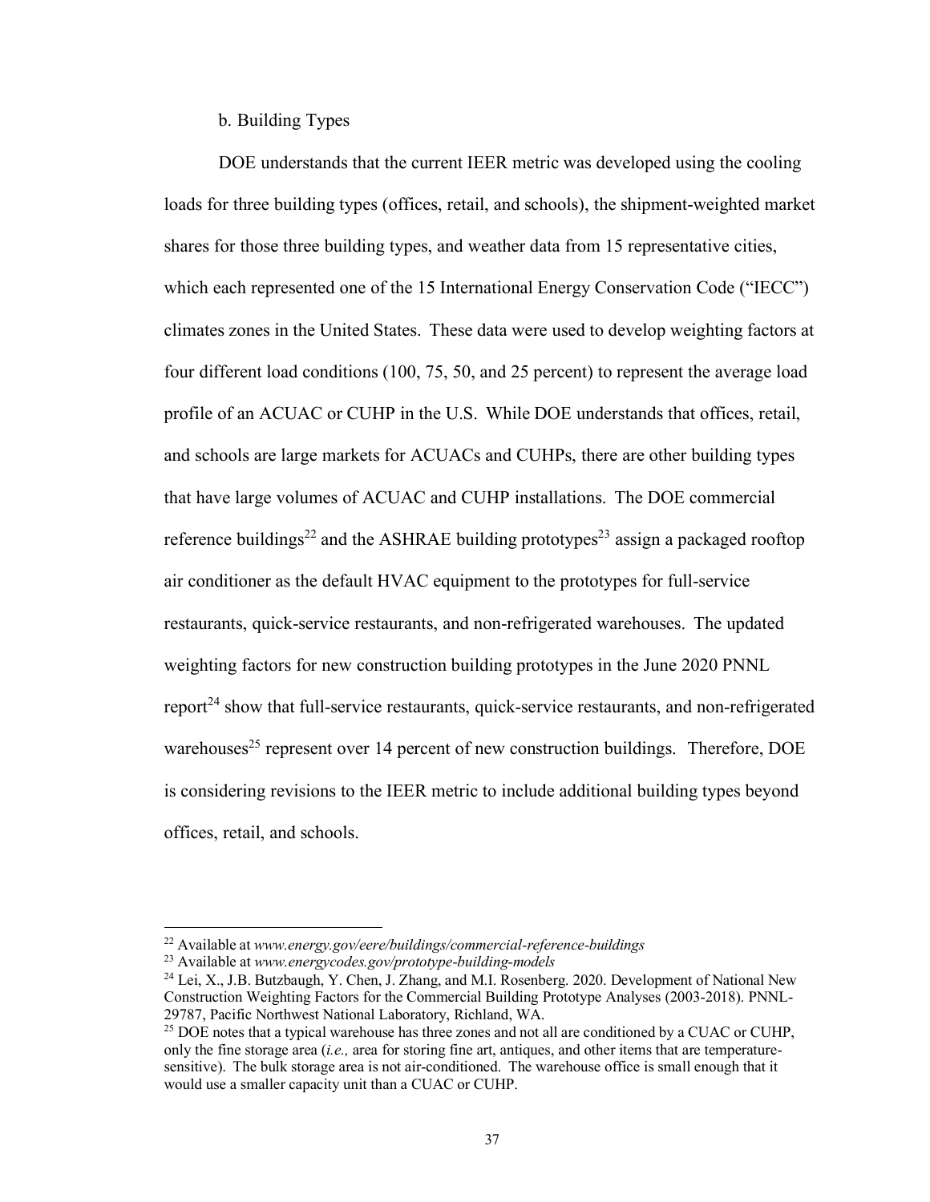b. Building Types

DOE understands that the current IEER metric was developed using the cooling loads for three building types (offices, retail, and schools), the shipment-weighted market shares for those three building types, and weather data from 15 representative cities, which each represented one of the 15 International Energy Conservation Code ("IECC") climates zones in the United States. These data were used to develop weighting factors at four different load conditions (100, 75, 50, and 25 percent) to represent the average load profile of an ACUAC or CUHP in the U.S. While DOE understands that offices, retail, and schools are large markets for ACUACs and CUHPs, there are other building types that have large volumes of ACUAC and CUHP installations. The DOE commercial reference buildings[22] and the ASHRAE building prototypes[23] assign a packaged rooftop air conditioner as the default HVAC equipment to the prototypes for full-service restaurants, quick-service restaurants, and non-refrigerated warehouses. The updated weighting factors for new construction building prototypes in the June 2020 PNNL report[24] show that full-service restaurants, quick-service restaurants, and non-refrigerated warehouses[25] represent over 14 percent of new construction buildings. Therefore, DOE is considering revisions to the IEER metric to include additional building types beyond offices, retail, and schools.

---

[22] Available at *www.energy.gov/eere/buildings/commercial-reference-buildings*

[23] Available at *www.energycodes.gov/prototype-building-models*

[24] Lei, X., J.B. Butzbaugh, Y. Chen, J. Zhang, and M.I. Rosenberg. 2020. Development of National New Construction Weighting Factors for the Commercial Building Prototype Analyses (2003-2018). PNNL-29787, Pacific Northwest National Laboratory, Richland, WA.

[25] DOE notes that a typical warehouse has three zones and not all are conditioned by a CUAC or CUHP, only the fine storage area (*i.e.,* area for storing fine art, antiques, and other items that are temperature-sensitive). The bulk storage area is not air-conditioned. The warehouse office is small enough that it would use a smaller capacity unit than a CUAC or CUHP.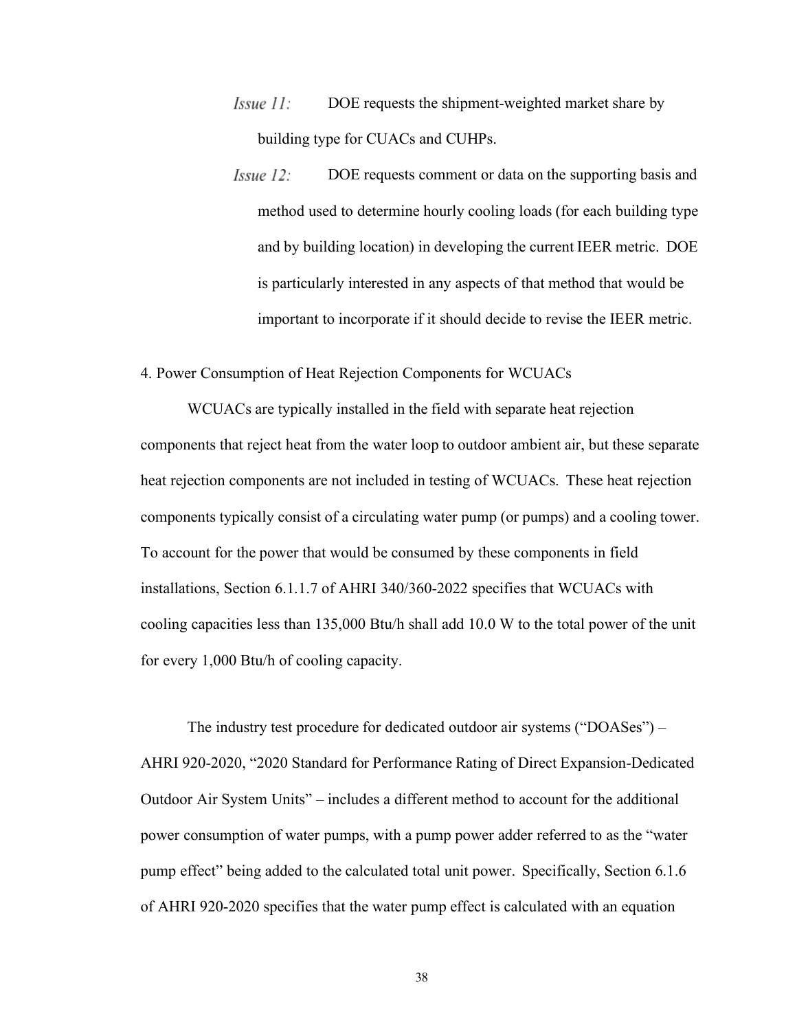*Issue 11:* DOE requests the shipment-weighted market share by building type for CUACs and CUHPs.

*Issue 12:* DOE requests comment or data on the supporting basis and method used to determine hourly cooling loads (for each building type and by building location) in developing the current IEER metric. DOE is particularly interested in any aspects of that method that would be important to incorporate if it should decide to revise the IEER metric.

4. Power Consumption of Heat Rejection Components for WCUACs

WCUACs are typically installed in the field with separate heat rejection components that reject heat from the water loop to outdoor ambient air, but these separate heat rejection components are not included in testing of WCUACs. These heat rejection components typically consist of a circulating water pump (or pumps) and a cooling tower. To account for the power that would be consumed by these components in field installations, Section 6.1.1.7 of AHRI 340/360-2022 specifies that WCUACs with cooling capacities less than 135,000 Btu/h shall add 10.0 W to the total power of the unit for every 1,000 Btu/h of cooling capacity.

The industry test procedure for dedicated outdoor air systems ("DOASes") – AHRI 920-2020, "2020 Standard for Performance Rating of Direct Expansion-Dedicated Outdoor Air System Units" – includes a different method to account for the additional power consumption of water pumps, with a pump power adder referred to as the "water pump effect" being added to the calculated total unit power. Specifically, Section 6.1.6 of AHRI 920-2020 specifies that the water pump effect is calculated with an equation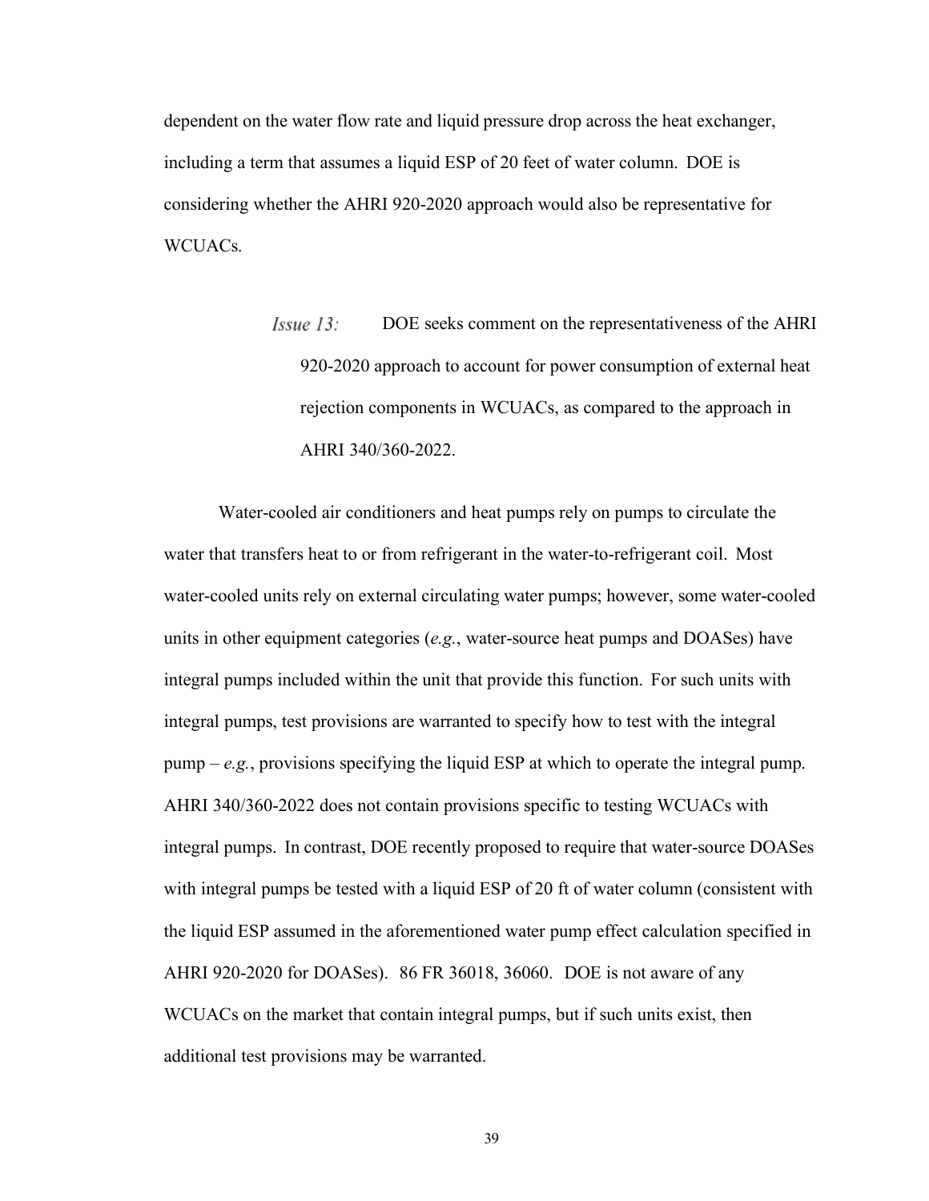dependent on the water flow rate and liquid pressure drop across the heat exchanger, including a term that assumes a liquid ESP of 20 feet of water column. DOE is considering whether the AHRI 920-2020 approach would also be representative for WCUACs.

> *Issue 13:* DOE seeks comment on the representativeness of the AHRI 920-2020 approach to account for power consumption of external heat rejection components in WCUACs, as compared to the approach in AHRI 340/360-2022.

Water-cooled air conditioners and heat pumps rely on pumps to circulate the water that transfers heat to or from refrigerant in the water-to-refrigerant coil. Most water-cooled units rely on external circulating water pumps; however, some water-cooled units in other equipment categories (*e.g.*, water-source heat pumps and DOASes) have integral pumps included within the unit that provide this function. For such units with integral pumps, test provisions are warranted to specify how to test with the integral pump – *e.g.*, provisions specifying the liquid ESP at which to operate the integral pump. AHRI 340/360-2022 does not contain provisions specific to testing WCUACs with integral pumps. In contrast, DOE recently proposed to require that water-source DOASes with integral pumps be tested with a liquid ESP of 20 ft of water column (consistent with the liquid ESP assumed in the aforementioned water pump effect calculation specified in AHRI 920-2020 for DOASes). 86 FR 36018, 36060. DOE is not aware of any WCUACs on the market that contain integral pumps, but if such units exist, then additional test provisions may be warranted.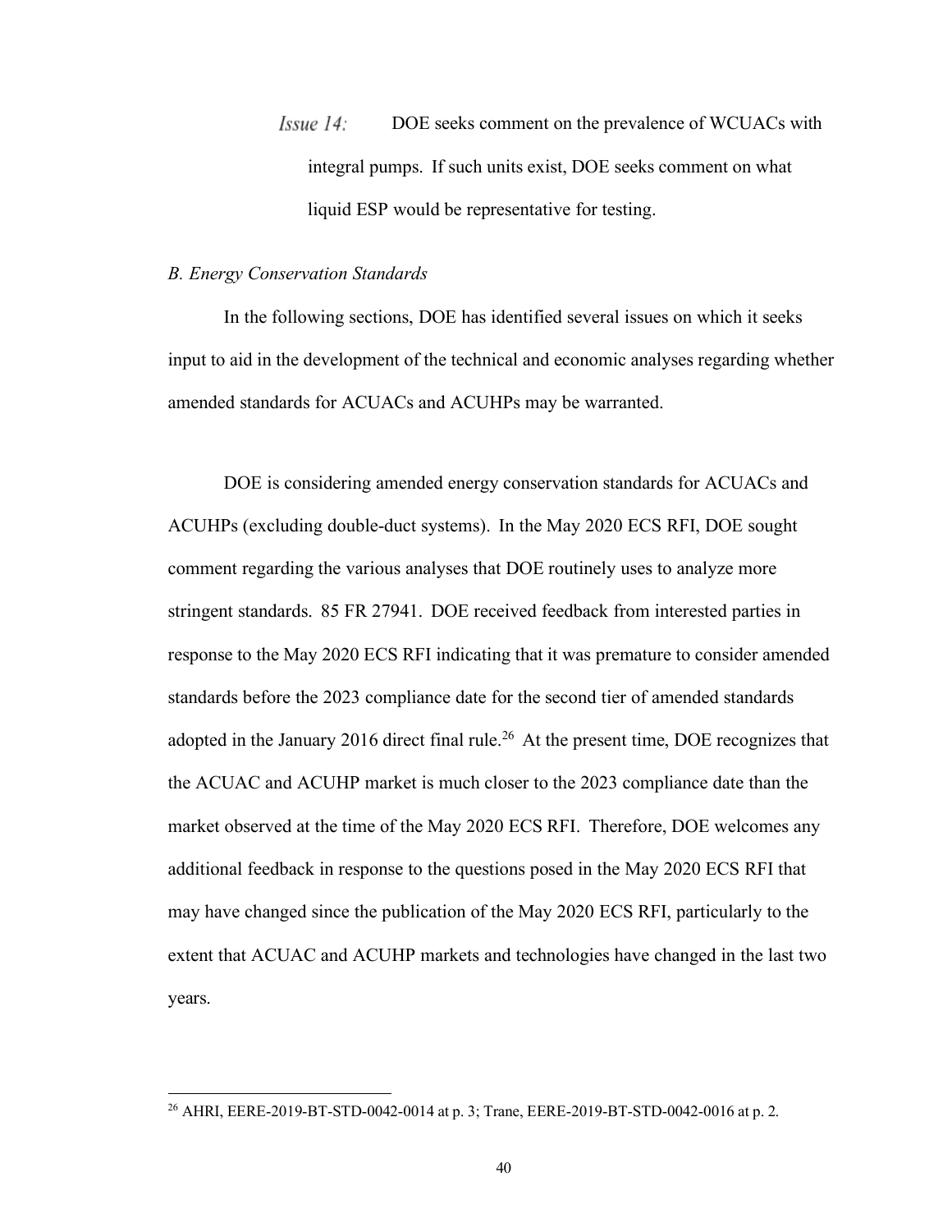*Issue 14:* DOE seeks comment on the prevalence of WCUACs with integral pumps. If such units exist, DOE seeks comment on what liquid ESP would be representative for testing.

*B. Energy Conservation Standards*

In the following sections, DOE has identified several issues on which it seeks input to aid in the development of the technical and economic analyses regarding whether amended standards for ACUACs and ACUHPs may be warranted.

DOE is considering amended energy conservation standards for ACUACs and ACUHPs (excluding double-duct systems). In the May 2020 ECS RFI, DOE sought comment regarding the various analyses that DOE routinely uses to analyze more stringent standards. 85 FR 27941. DOE received feedback from interested parties in response to the May 2020 ECS RFI indicating that it was premature to consider amended standards before the 2023 compliance date for the second tier of amended standards adopted in the January 2016 direct final rule.[26] At the present time, DOE recognizes that the ACUAC and ACUHP market is much closer to the 2023 compliance date than the market observed at the time of the May 2020 ECS RFI. Therefore, DOE welcomes any additional feedback in response to the questions posed in the May 2020 ECS RFI that may have changed since the publication of the May 2020 ECS RFI, particularly to the extent that ACUAC and ACUHP markets and technologies have changed in the last two years.

---

[26] AHRI, EERE-2019-BT-STD-0042-0014 at p. 3; Trane, EERE-2019-BT-STD-0042-0016 at p. 2.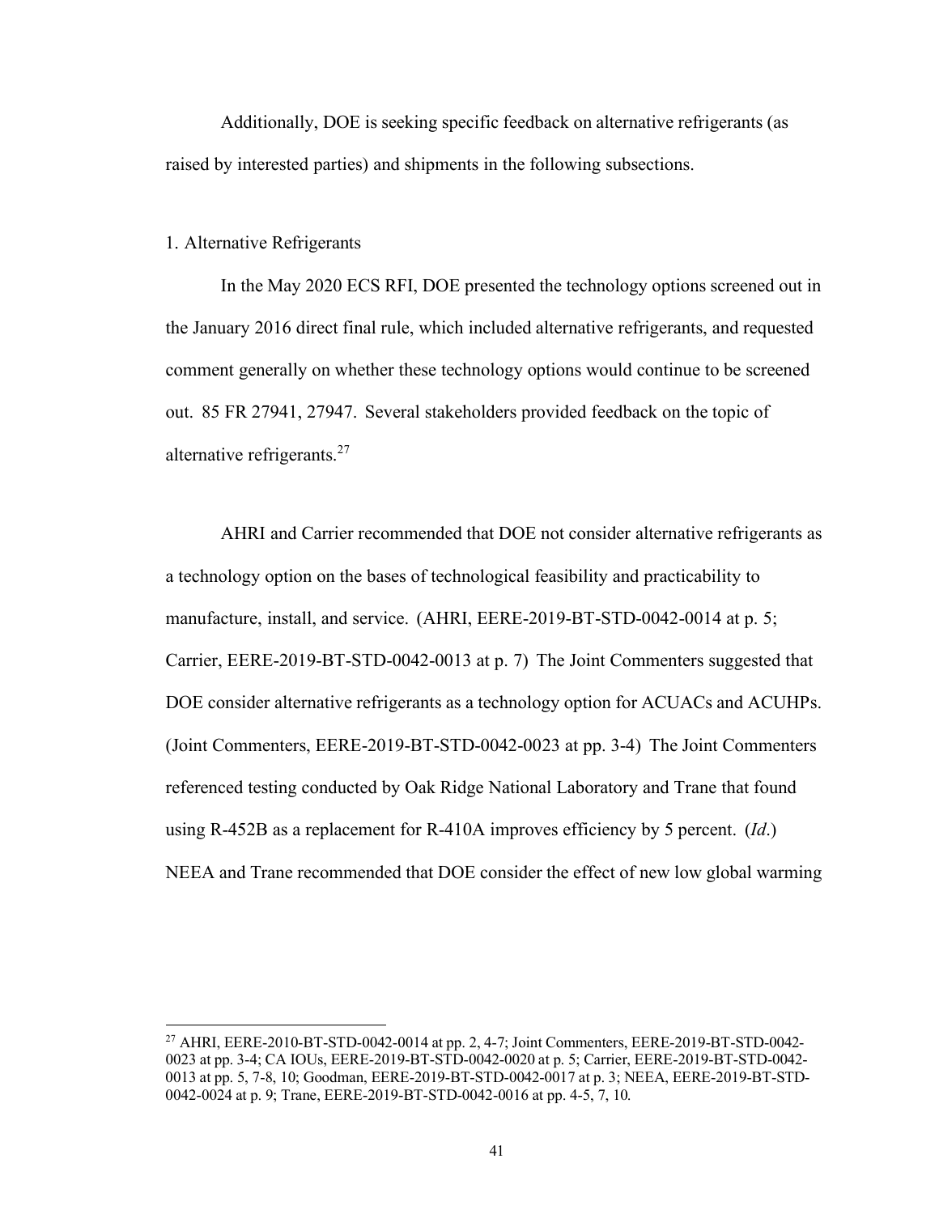Additionally, DOE is seeking specific feedback on alternative refrigerants (as raised by interested parties) and shipments in the following subsections.

1. Alternative Refrigerants

In the May 2020 ECS RFI, DOE presented the technology options screened out in the January 2016 direct final rule, which included alternative refrigerants, and requested comment generally on whether these technology options would continue to be screened out. 85 FR 27941, 27947. Several stakeholders provided feedback on the topic of alternative refrigerants.[27]

AHRI and Carrier recommended that DOE not consider alternative refrigerants as a technology option on the bases of technological feasibility and practicability to manufacture, install, and service. (AHRI, EERE-2019-BT-STD-0042-0014 at p. 5; Carrier, EERE-2019-BT-STD-0042-0013 at p. 7) The Joint Commenters suggested that DOE consider alternative refrigerants as a technology option for ACUACs and ACUHPs. (Joint Commenters, EERE-2019-BT-STD-0042-0023 at pp. 3-4) The Joint Commenters referenced testing conducted by Oak Ridge National Laboratory and Trane that found using R-452B as a replacement for R-410A improves efficiency by 5 percent. (*Id*.) NEEA and Trane recommended that DOE consider the effect of new low global warming

[27] AHRI, EERE-2010-BT-STD-0042-0014 at pp. 2, 4-7; Joint Commenters, EERE-2019-BT-STD-0042-0023 at pp. 3-4; CA IOUs, EERE-2019-BT-STD-0042-0020 at p. 5; Carrier, EERE-2019-BT-STD-0042-0013 at pp. 5, 7-8, 10; Goodman, EERE-2019-BT-STD-0042-0017 at p. 3; NEEA, EERE-2019-BT-STD-0042-0024 at p. 9; Trane, EERE-2019-BT-STD-0042-0016 at pp. 4-5, 7, 10.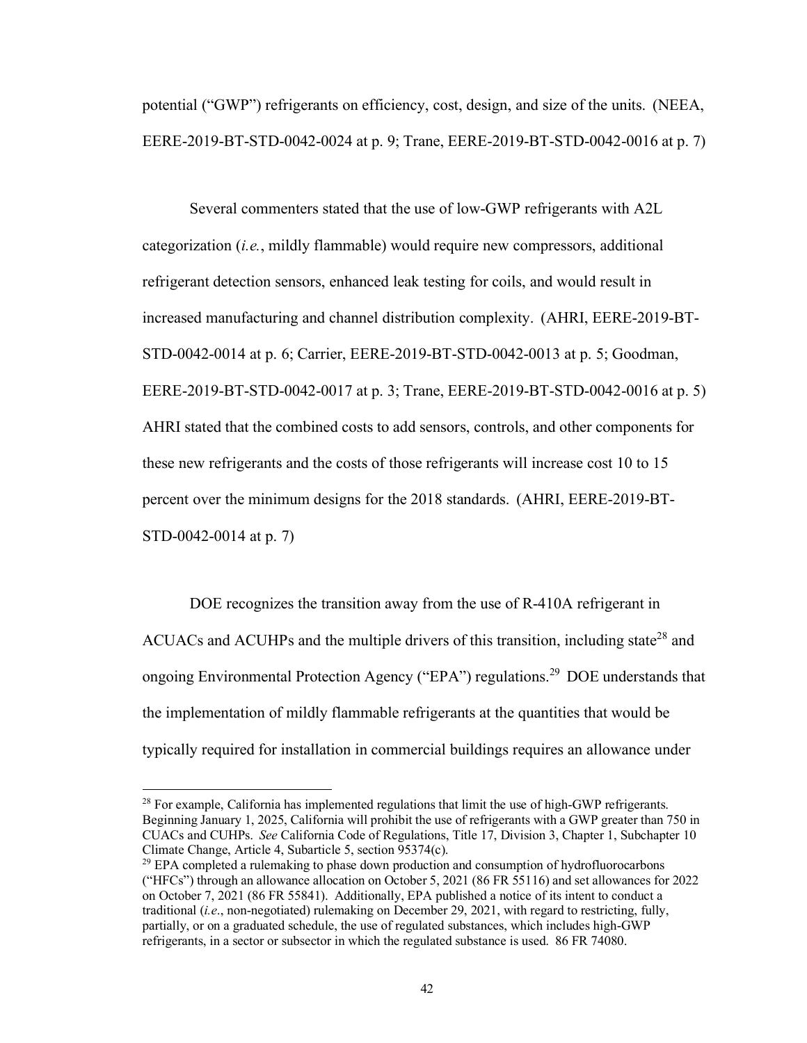potential ("GWP") refrigerants on efficiency, cost, design, and size of the units. (NEEA, EERE-2019-BT-STD-0042-0024 at p. 9; Trane, EERE-2019-BT-STD-0042-0016 at p. 7)

Several commenters stated that the use of low-GWP refrigerants with A2L categorization (*i.e.*, mildly flammable) would require new compressors, additional refrigerant detection sensors, enhanced leak testing for coils, and would result in increased manufacturing and channel distribution complexity. (AHRI, EERE-2019-BT-STD-0042-0014 at p. 6; Carrier, EERE-2019-BT-STD-0042-0013 at p. 5; Goodman, EERE-2019-BT-STD-0042-0017 at p. 3; Trane, EERE-2019-BT-STD-0042-0016 at p. 5) AHRI stated that the combined costs to add sensors, controls, and other components for these new refrigerants and the costs of those refrigerants will increase cost 10 to 15 percent over the minimum designs for the 2018 standards. (AHRI, EERE-2019-BT-STD-0042-0014 at p. 7)

DOE recognizes the transition away from the use of R-410A refrigerant in ACUACs and ACUHPs and the multiple drivers of this transition, including state[28] and ongoing Environmental Protection Agency ("EPA") regulations.[29] DOE understands that the implementation of mildly flammable refrigerants at the quantities that would be typically required for installation in commercial buildings requires an allowance under

[28] For example, California has implemented regulations that limit the use of high-GWP refrigerants. Beginning January 1, 2025, California will prohibit the use of refrigerants with a GWP greater than 750 in CUACs and CUHPs. *See* California Code of Regulations, Title 17, Division 3, Chapter 1, Subchapter 10 Climate Change, Article 4, Subarticle 5, section 95374(c).

[29] EPA completed a rulemaking to phase down production and consumption of hydrofluorocarbons ("HFCs") through an allowance allocation on October 5, 2021 (86 FR 55116) and set allowances for 2022 on October 7, 2021 (86 FR 55841). Additionally, EPA published a notice of its intent to conduct a traditional (*i.e*., non-negotiated) rulemaking on December 29, 2021, with regard to restricting, fully, partially, or on a graduated schedule, the use of regulated substances, which includes high-GWP refrigerants, in a sector or subsector in which the regulated substance is used. 86 FR 74080.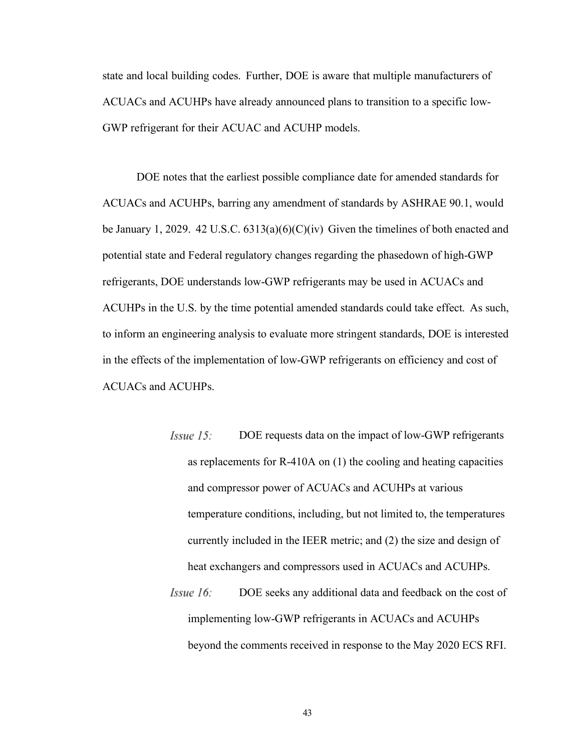state and local building codes. Further, DOE is aware that multiple manufacturers of ACUACs and ACUHPs have already announced plans to transition to a specific low-GWP refrigerant for their ACUAC and ACUHP models.

DOE notes that the earliest possible compliance date for amended standards for ACUACs and ACUHPs, barring any amendment of standards by ASHRAE 90.1, would be January 1, 2029. 42 U.S.C. 6313(a)(6)(C)(iv) Given the timelines of both enacted and potential state and Federal regulatory changes regarding the phasedown of high-GWP refrigerants, DOE understands low-GWP refrigerants may be used in ACUACs and ACUHPs in the U.S. by the time potential amended standards could take effect. As such, to inform an engineering analysis to evaluate more stringent standards, DOE is interested in the effects of the implementation of low-GWP refrigerants on efficiency and cost of ACUACs and ACUHPs.

> *Issue 15:* DOE requests data on the impact of low-GWP refrigerants as replacements for R-410A on (1) the cooling and heating capacities and compressor power of ACUACs and ACUHPs at various temperature conditions, including, but not limited to, the temperatures currently included in the IEER metric; and (2) the size and design of heat exchangers and compressors used in ACUACs and ACUHPs.
>
> *Issue 16:* DOE seeks any additional data and feedback on the cost of implementing low-GWP refrigerants in ACUACs and ACUHPs beyond the comments received in response to the May 2020 ECS RFI.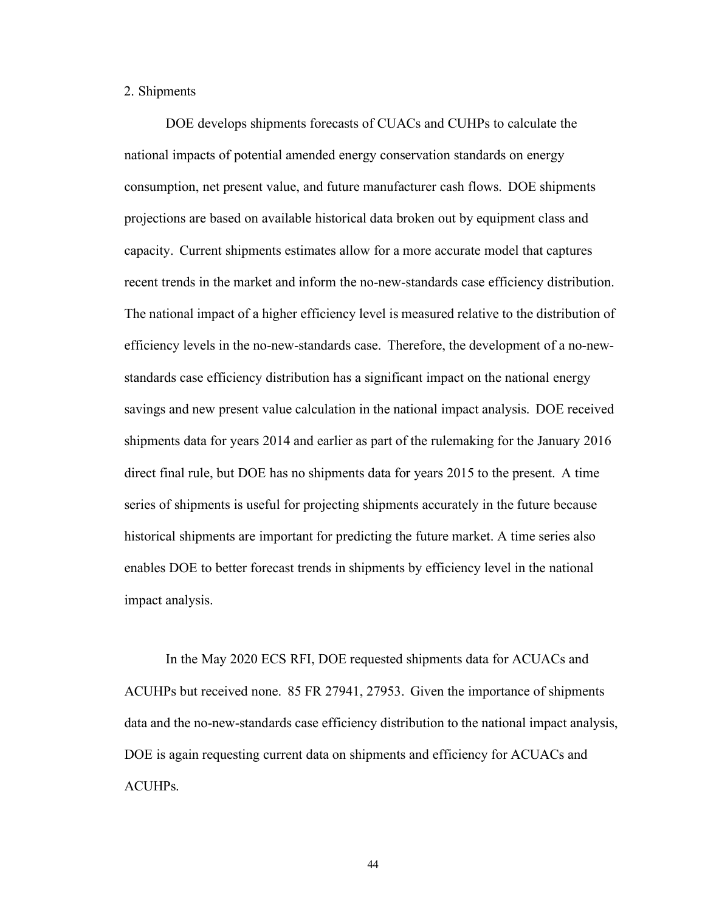2. Shipments

DOE develops shipments forecasts of CUACs and CUHPs to calculate the national impacts of potential amended energy conservation standards on energy consumption, net present value, and future manufacturer cash flows. DOE shipments projections are based on available historical data broken out by equipment class and capacity. Current shipments estimates allow for a more accurate model that captures recent trends in the market and inform the no-new-standards case efficiency distribution. The national impact of a higher efficiency level is measured relative to the distribution of efficiency levels in the no-new-standards case. Therefore, the development of a no-new-standards case efficiency distribution has a significant impact on the national energy savings and new present value calculation in the national impact analysis. DOE received shipments data for years 2014 and earlier as part of the rulemaking for the January 2016 direct final rule, but DOE has no shipments data for years 2015 to the present. A time series of shipments is useful for projecting shipments accurately in the future because historical shipments are important for predicting the future market. A time series also enables DOE to better forecast trends in shipments by efficiency level in the national impact analysis.

In the May 2020 ECS RFI, DOE requested shipments data for ACUACs and ACUHPs but received none. 85 FR 27941, 27953. Given the importance of shipments data and the no-new-standards case efficiency distribution to the national impact analysis, DOE is again requesting current data on shipments and efficiency for ACUACs and ACUHPs.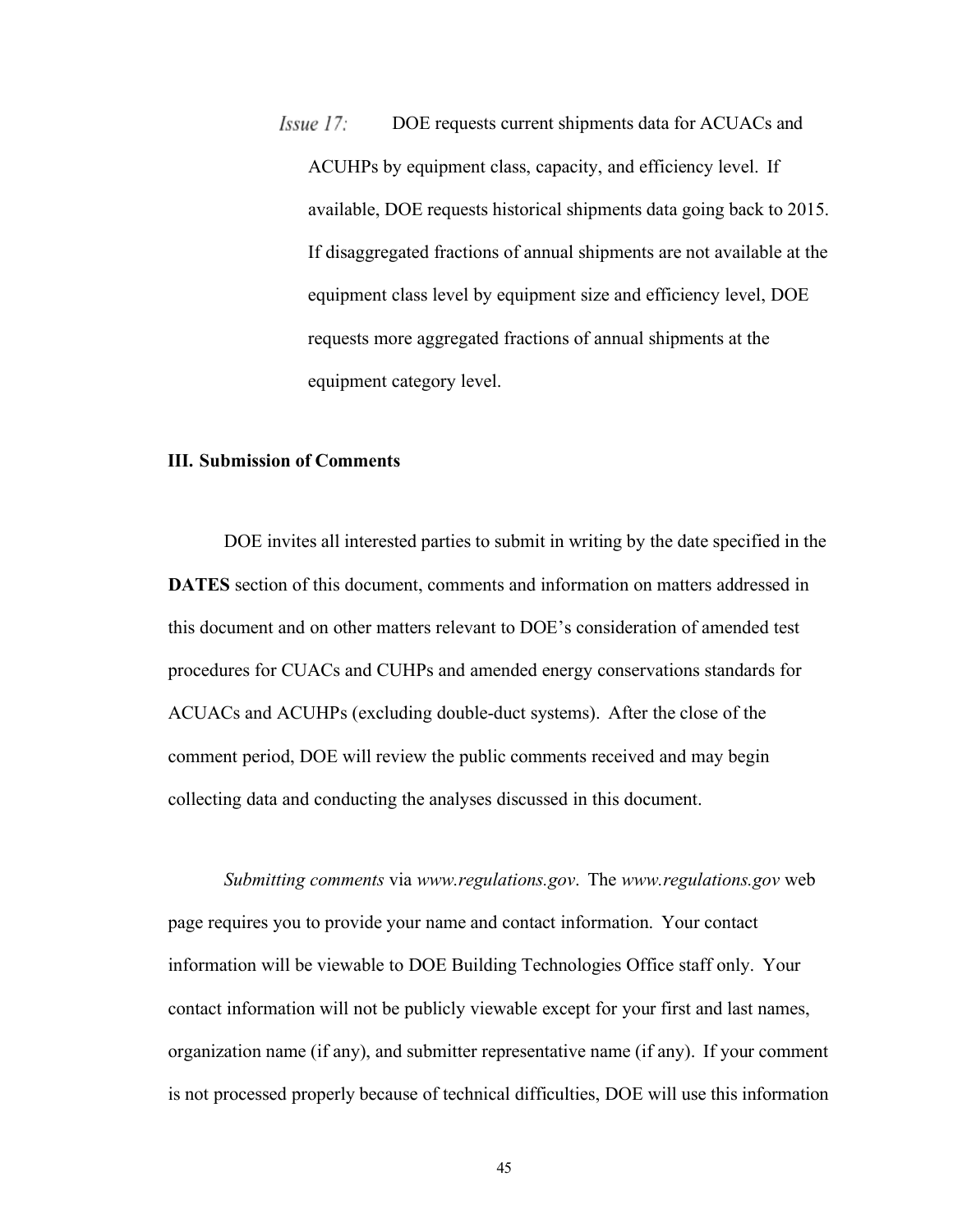*Issue 17:* DOE requests current shipments data for ACUACs and ACUHPs by equipment class, capacity, and efficiency level. If available, DOE requests historical shipments data going back to 2015. If disaggregated fractions of annual shipments are not available at the equipment class level by equipment size and efficiency level, DOE requests more aggregated fractions of annual shipments at the equipment category level.

## III. Submission of Comments

DOE invites all interested parties to submit in writing by the date specified in the **DATES** section of this document, comments and information on matters addressed in this document and on other matters relevant to DOE's consideration of amended test procedures for CUACs and CUHPs and amended energy conservations standards for ACUACs and ACUHPs (excluding double-duct systems). After the close of the comment period, DOE will review the public comments received and may begin collecting data and conducting the analyses discussed in this document.

*Submitting comments* via *www.regulations.gov*. The *www.regulations.gov* web page requires you to provide your name and contact information. Your contact information will be viewable to DOE Building Technologies Office staff only. Your contact information will not be publicly viewable except for your first and last names, organization name (if any), and submitter representative name (if any). If your comment is not processed properly because of technical difficulties, DOE will use this information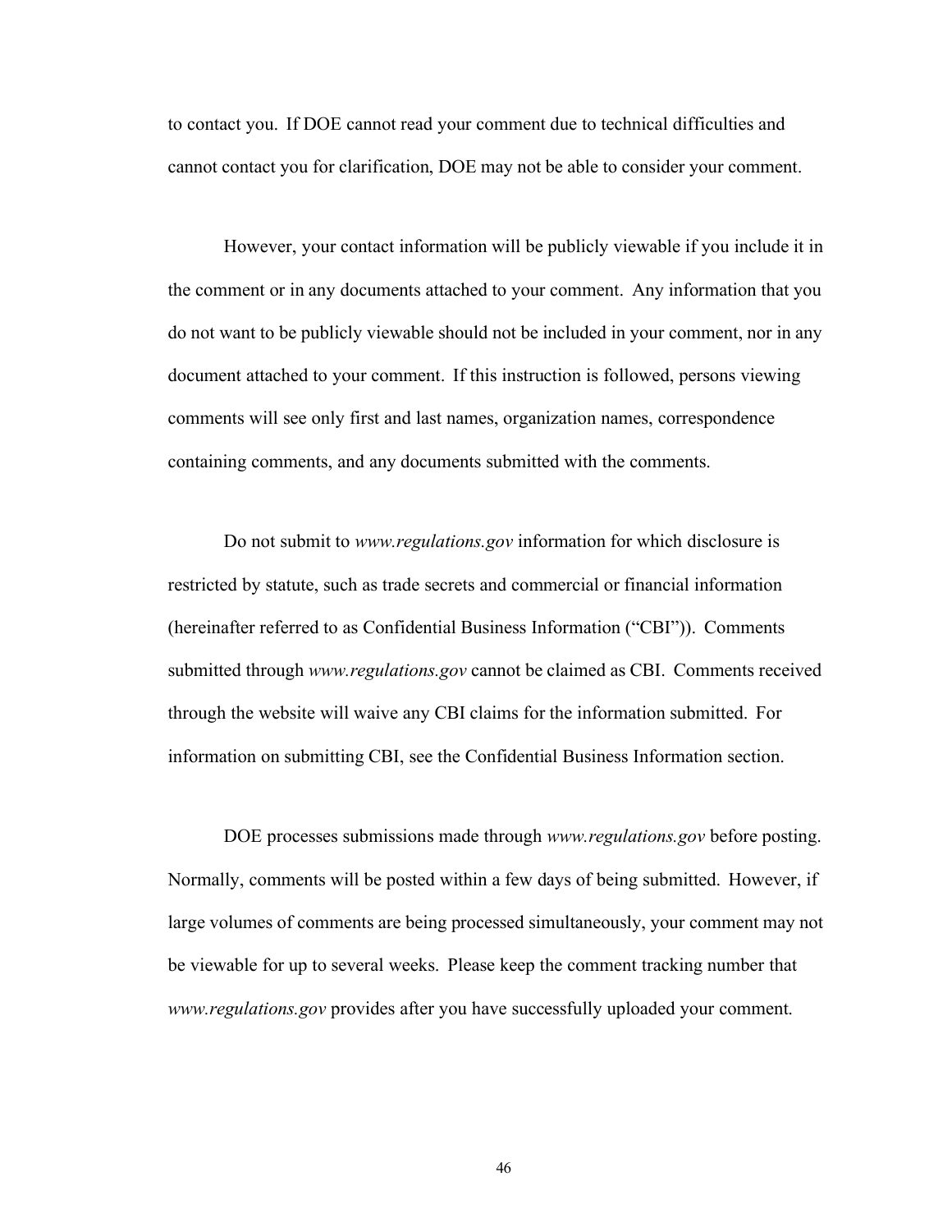to contact you. If DOE cannot read your comment due to technical difficulties and cannot contact you for clarification, DOE may not be able to consider your comment.

However, your contact information will be publicly viewable if you include it in the comment or in any documents attached to your comment. Any information that you do not want to be publicly viewable should not be included in your comment, nor in any document attached to your comment. If this instruction is followed, persons viewing comments will see only first and last names, organization names, correspondence containing comments, and any documents submitted with the comments.

Do not submit to *www.regulations.gov* information for which disclosure is restricted by statute, such as trade secrets and commercial or financial information (hereinafter referred to as Confidential Business Information ("CBI")). Comments submitted through *www.regulations.gov* cannot be claimed as CBI. Comments received through the website will waive any CBI claims for the information submitted. For information on submitting CBI, see the Confidential Business Information section.

DOE processes submissions made through *www.regulations.gov* before posting. Normally, comments will be posted within a few days of being submitted. However, if large volumes of comments are being processed simultaneously, your comment may not be viewable for up to several weeks. Please keep the comment tracking number that *www.regulations.gov* provides after you have successfully uploaded your comment.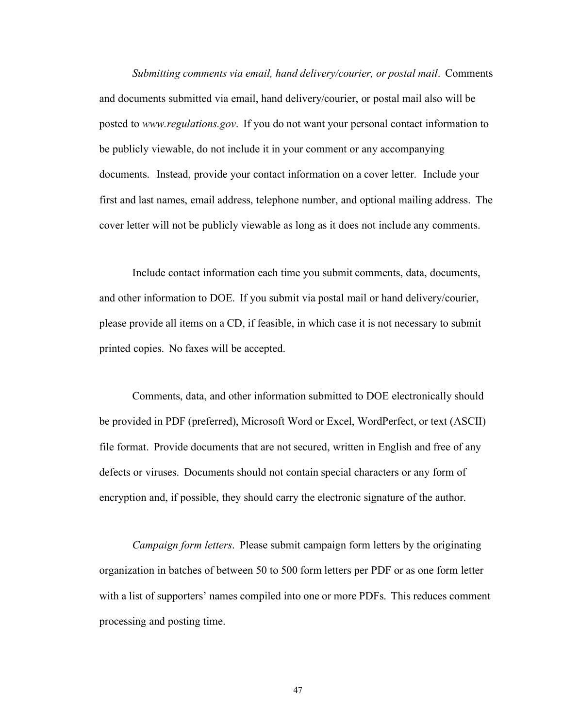*Submitting comments via email, hand delivery/courier, or postal mail*. Comments and documents submitted via email, hand delivery/courier, or postal mail also will be posted to *www.regulations.gov*. If you do not want your personal contact information to be publicly viewable, do not include it in your comment or any accompanying documents. Instead, provide your contact information on a cover letter. Include your first and last names, email address, telephone number, and optional mailing address. The cover letter will not be publicly viewable as long as it does not include any comments.

Include contact information each time you submit comments, data, documents, and other information to DOE. If you submit via postal mail or hand delivery/courier, please provide all items on a CD, if feasible, in which case it is not necessary to submit printed copies. No faxes will be accepted.

Comments, data, and other information submitted to DOE electronically should be provided in PDF (preferred), Microsoft Word or Excel, WordPerfect, or text (ASCII) file format. Provide documents that are not secured, written in English and free of any defects or viruses. Documents should not contain special characters or any form of encryption and, if possible, they should carry the electronic signature of the author.

*Campaign form letters*. Please submit campaign form letters by the originating organization in batches of between 50 to 500 form letters per PDF or as one form letter with a list of supporters' names compiled into one or more PDFs. This reduces comment processing and posting time.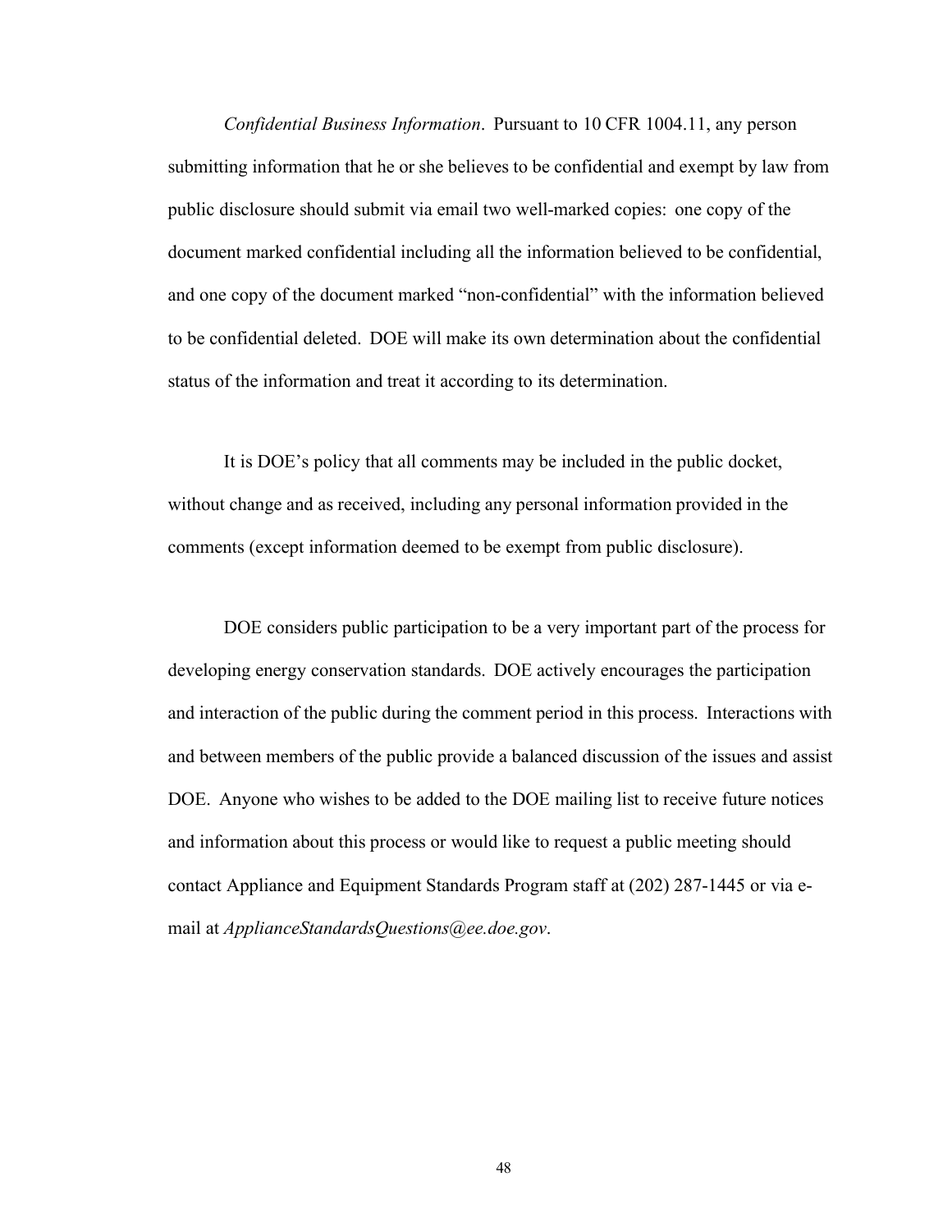*Confidential Business Information*. Pursuant to 10 CFR 1004.11, any person submitting information that he or she believes to be confidential and exempt by law from public disclosure should submit via email two well-marked copies: one copy of the document marked confidential including all the information believed to be confidential, and one copy of the document marked “non-confidential” with the information believed to be confidential deleted. DOE will make its own determination about the confidential status of the information and treat it according to its determination.

It is DOE’s policy that all comments may be included in the public docket, without change and as received, including any personal information provided in the comments (except information deemed to be exempt from public disclosure).

DOE considers public participation to be a very important part of the process for developing energy conservation standards. DOE actively encourages the participation and interaction of the public during the comment period in this process. Interactions with and between members of the public provide a balanced discussion of the issues and assist DOE. Anyone who wishes to be added to the DOE mailing list to receive future notices and information about this process or would like to request a public meeting should contact Appliance and Equipment Standards Program staff at (202) 287-1445 or via e-mail at *ApplianceStandardsQuestions@ee.doe.gov*.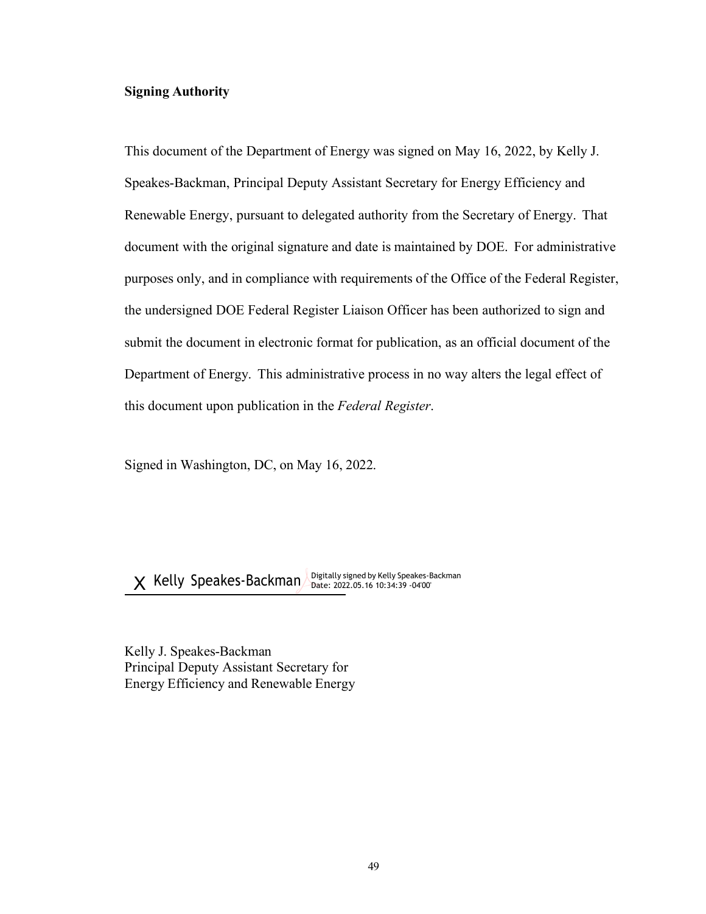**Signing Authority**

This document of the Department of Energy was signed on May 16, 2022, by Kelly J. Speakes-Backman, Principal Deputy Assistant Secretary for Energy Efficiency and Renewable Energy, pursuant to delegated authority from the Secretary of Energy. That document with the original signature and date is maintained by DOE. For administrative purposes only, and in compliance with requirements of the Office of the Federal Register, the undersigned DOE Federal Register Liaison Officer has been authorized to sign and submit the document in electronic format for publication, as an official document of the Department of Energy. This administrative process in no way alters the legal effect of this document upon publication in the *Federal Register*.

Signed in Washington, DC, on May 16, 2022.

X Kelly Speakes-Backman Digitally signed by Kelly Speakes-Backman Date: 2022.05.16 10:34:39 -04'00'

Kelly J. Speakes-Backman
Principal Deputy Assistant Secretary for
Energy Efficiency and Renewable Energy